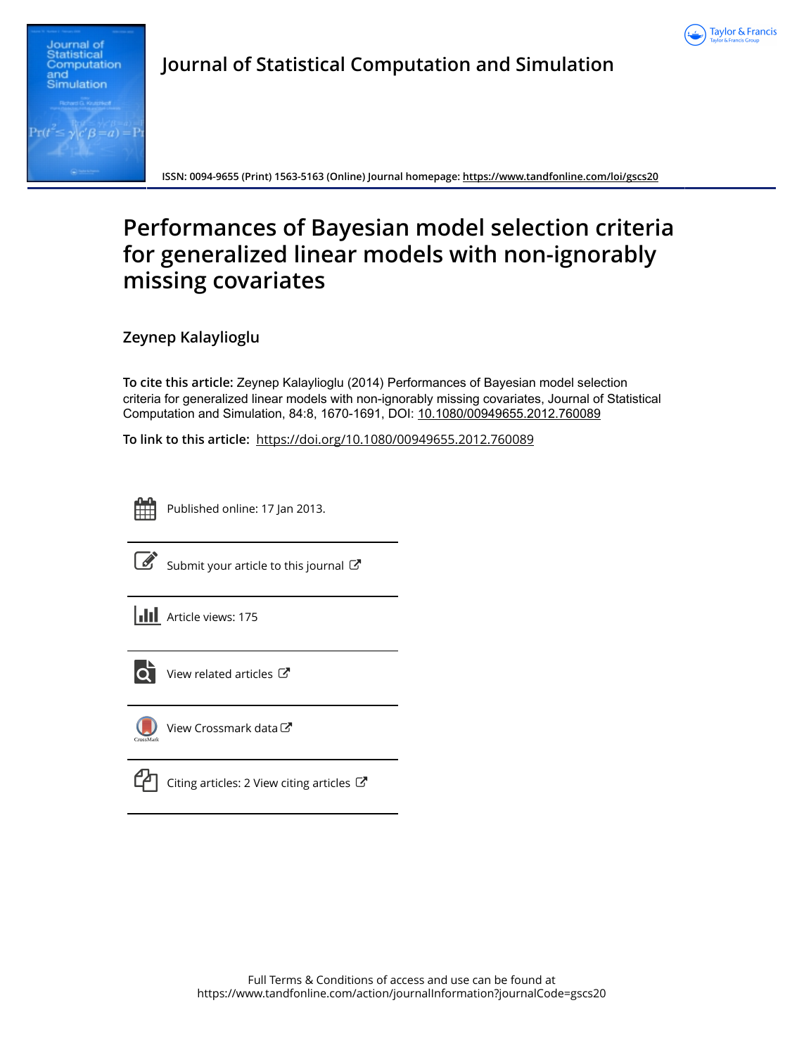# Journal of Statistical Computation and Simulation

ISSN: 0094-9655 (Print) 1563-5163 (Online) Journal homepage: https://www.tandfonline.com/loi/gscs20

# Performances of Bayesian model selection criteria for generalized linear models with non-ignorably missing covariates

## Zeynep Kalaylioglu

**To cite this article:** Zeynep Kalaylioglu (2014) Performances of Bayesian model selection criteria for generalized linear models with non-ignorably missing covariates, Journal of Statistical Computation and Simulation, 84:8, 1670-1691, DOI: 10.1080/00949655.2012.760089

**To link to this article:** https://doi.org/10.1080/00949655.2012.760089

Published online: 17 Jan 2013.

Submit your article to this journal

Article views: 175

View related articles

View Crossmark data

Citing articles: 2 View citing articles

Full Terms & Conditions of access and use can be found at
https://www.tandfonline.com/action/journalInformation?journalCode=gscs20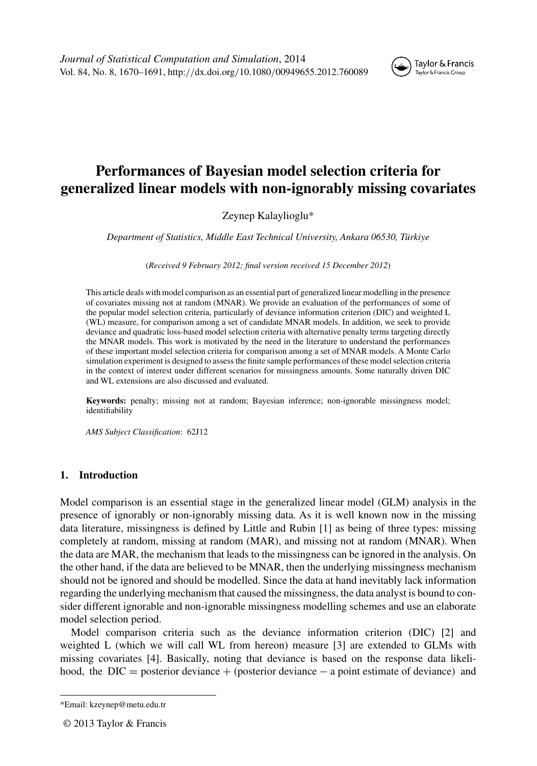# Performances of Bayesian model selection criteria for generalized linear models with non-ignorably missing covariates

Zeynep Kalaylioglu*

*Department of Statistics, Middle East Technical University, Ankara 06530, Türkiye*

(*Received 9 February 2012; final version received 15 December 2012*)

This article deals with model comparison as an essential part of generalized linear modelling in the presence of covariates missing not at random (MNAR). We provide an evaluation of the performances of some of the popular model selection criteria, particularly of deviance information criterion (DIC) and weighted L (WL) measure, for comparison among a set of candidate MNAR models. In addition, we seek to provide deviance and quadratic loss-based model selection criteria with alternative penalty terms targeting directly the MNAR models. This work is motivated by the need in the literature to understand the performances of these important model selection criteria for comparison among a set of MNAR models. A Monte Carlo simulation experiment is designed to assess the finite sample performances of these model selection criteria in the context of interest under different scenarios for missingness amounts. Some naturally driven DIC and WL extensions are also discussed and evaluated.

**Keywords:** penalty; missing not at random; Bayesian inference; non-ignorable missingness model; identifiability

*AMS Subject Classification*: 62J12

## 1. Introduction

Model comparison is an essential stage in the generalized linear model (GLM) analysis in the presence of ignorably or non-ignorably missing data. As it is well known now in the missing data literature, missingness is defined by Little and Rubin [1] as being of three types: missing completely at random, missing at random (MAR), and missing not at random (MNAR). When the data are MAR, the mechanism that leads to the missingness can be ignored in the analysis. On the other hand, if the data are believed to be MNAR, then the underlying missingness mechanism should not be ignored and should be modelled. Since the data at hand inevitably lack information regarding the underlying mechanism that caused the missingness, the data analyst is bound to consider different ignorable and non-ignorable missingness modelling schemes and use an elaborate model selection period.

Model comparison criteria such as the deviance information criterion (DIC) [2] and weighted L (which we will call WL from hereon) measure [3] are extended to GLMs with missing covariates [4]. Basically, noting that deviance is based on the response data likelihood, the DIC = posterior deviance + (posterior deviance − a point estimate of deviance) and

*Email: kzeynep@metu.edu.tr

© 2013 Taylor & Francis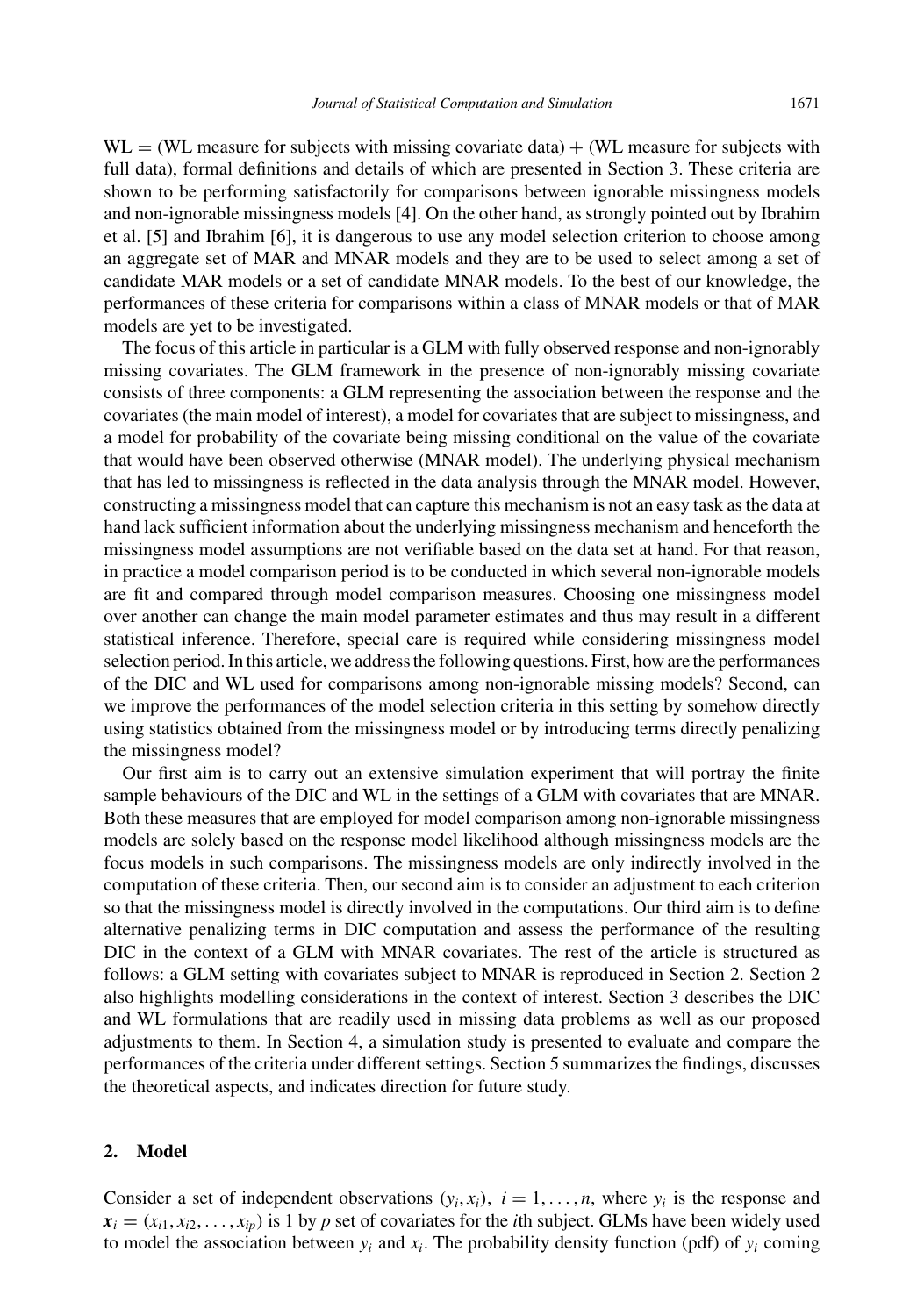WL = (WL measure for subjects with missing covariate data) + (WL measure for subjects with full data), formal definitions and details of which are presented in Section 3. These criteria are shown to be performing satisfactorily for comparisons between ignorable missingness models and non-ignorable missingness models [4]. On the other hand, as strongly pointed out by Ibrahim et al. [5] and Ibrahim [6], it is dangerous to use any model selection criterion to choose among an aggregate set of MAR and MNAR models and they are to be used to select among a set of candidate MAR models or a set of candidate MNAR models. To the best of our knowledge, the performances of these criteria for comparisons within a class of MNAR models or that of MAR models are yet to be investigated.

The focus of this article in particular is a GLM with fully observed response and non-ignorably missing covariates. The GLM framework in the presence of non-ignorably missing covariate consists of three components: a GLM representing the association between the response and the covariates (the main model of interest), a model for covariates that are subject to missingness, and a model for probability of the covariate being missing conditional on the value of the covariate that would have been observed otherwise (MNAR model). The underlying physical mechanism that has led to missingness is reflected in the data analysis through the MNAR model. However, constructing a missingness model that can capture this mechanism is not an easy task as the data at hand lack sufficient information about the underlying missingness mechanism and henceforth the missingness model assumptions are not verifiable based on the data set at hand. For that reason, in practice a model comparison period is to be conducted in which several non-ignorable models are fit and compared through model comparison measures. Choosing one missingness model over another can change the main model parameter estimates and thus may result in a different statistical inference. Therefore, special care is required while considering missingness model selection period. In this article, we address the following questions. First, how are the performances of the DIC and WL used for comparisons among non-ignorable missing models? Second, can we improve the performances of the model selection criteria in this setting by somehow directly using statistics obtained from the missingness model or by introducing terms directly penalizing the missingness model?

Our first aim is to carry out an extensive simulation experiment that will portray the finite sample behaviours of the DIC and WL in the settings of a GLM with covariates that are MNAR. Both these measures that are employed for model comparison among non-ignorable missingness models are solely based on the response model likelihood although missingness models are the focus models in such comparisons. The missingness models are only indirectly involved in the computation of these criteria. Then, our second aim is to consider an adjustment to each criterion so that the missingness model is directly involved in the computations. Our third aim is to define alternative penalizing terms in DIC computation and assess the performance of the resulting DIC in the context of a GLM with MNAR covariates. The rest of the article is structured as follows: a GLM setting with covariates subject to MNAR is reproduced in Section 2. Section 2 also highlights modelling considerations in the context of interest. Section 3 describes the DIC and WL formulations that are readily used in missing data problems as well as our proposed adjustments to them. In Section 4, a simulation study is presented to evaluate and compare the performances of the criteria under different settings. Section 5 summarizes the findings, discusses the theoretical aspects, and indicates direction for future study.

## 2. Model

Consider a set of independent observations $(y_i, x_i),\ i = 1, \dots, n$, where $y_i$ is the response and $\boldsymbol{x}_i = (x_{i1}, x_{i2}, \dots, x_{ip})$ is 1 by $p$ set of covariates for the $i$th subject. GLMs have been widely used to model the association between $y_i$ and $x_i$. The probability density function (pdf) of $y_i$ coming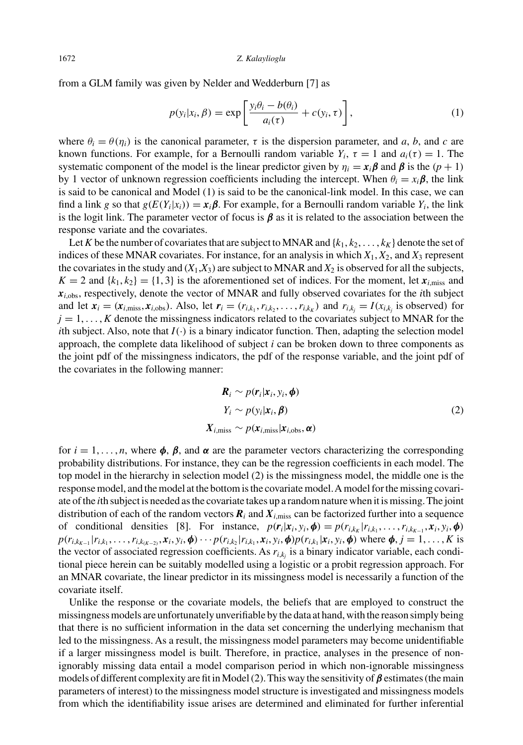from a GLM family was given by Nelder and Wedderburn [7] as

$$p(y_i|x_i, \beta) = \exp\left[\frac{y_i\theta_i - b(\theta_i)}{a_i(\tau)} + c(y_i, \tau)\right], \tag{1}$$

where $\theta_i = \theta(\eta_i)$ is the canonical parameter, $\tau$ is the dispersion parameter, and $a$, $b$, and $c$ are known functions. For example, for a Bernoulli random variable $Y_i$, $\tau = 1$ and $a_i(\tau) = 1$. The systematic component of the model is the linear predictor given by $\eta_i = \boldsymbol{x}_i\boldsymbol{\beta}$ and $\boldsymbol{\beta}$ is the $(p+1)$ by 1 vector of unknown regression coefficients including the intercept. When $\theta_i = x_i\boldsymbol{\beta}$, the link is said to be canonical and Model (1) is said to be the canonical-link model. In this case, we can find a link $g$ so that $g(E(Y_i|x_i)) = \boldsymbol{x}_i\boldsymbol{\beta}$. For example, for a Bernoulli random variable $Y_i$, the link is the logit link. The parameter vector of focus is $\boldsymbol{\beta}$ as it is related to the association between the response variate and the covariates.

Let $K$ be the number of covariates that are subject to MNAR and $\{k_1, k_2, \ldots, k_K\}$ denote the set of indices of these MNAR covariates. For instance, for an analysis in which $X_1, X_2$, and $X_3$ represent the covariates in the study and $(X_1,X_3)$ are subject to MNAR and $X_2$ is observed for all the subjects, $K = 2$ and $\{k_1, k_2\} = \{1, 3\}$ is the aforementioned set of indices. For the moment, let $\boldsymbol{x}_{i,\text{miss}}$ and $\boldsymbol{x}_{i,\text{obs}}$, respectively, denote the vector of MNAR and fully observed covariates for the $i$th subject and let $\boldsymbol{x}_i = (\boldsymbol{x}_{i,\text{miss}}, \boldsymbol{x}_{i,\text{obs}})$. Also, let $\boldsymbol{r}_i = (r_{i,k_1}, r_{i,k_2}, \ldots, r_{i,k_K})$ and $r_{i,k_j} = I(x_{i,k_j} \text{ is observed})$ for $j = 1, \ldots, K$ denote the missingness indicators related to the covariates subject to MNAR for the $i$th subject. Also, note that $I(\cdot)$ is a binary indicator function. Then, adapting the selection model approach, the complete data likelihood of subject $i$ can be broken down to three components as the joint pdf of the missingness indicators, the pdf of the response variable, and the joint pdf of the covariates in the following manner:

$$\begin{aligned}
\boldsymbol{R}_i &\sim p(\boldsymbol{r}_i|\boldsymbol{x}_i, y_i, \boldsymbol{\phi}) \\
Y_i &\sim p(y_i|\boldsymbol{x}_i, \boldsymbol{\beta}) \\
\boldsymbol{X}_{i,\text{miss}} &\sim p(\boldsymbol{x}_{i,\text{miss}}|\boldsymbol{x}_{i,\text{obs}}, \boldsymbol{\alpha})
\end{aligned} \tag{2}$$

for $i = 1, \ldots, n$, where $\boldsymbol{\phi}$, $\boldsymbol{\beta}$, and $\boldsymbol{\alpha}$ are the parameter vectors characterizing the corresponding probability distributions. For instance, they can be the regression coefficients in each model. The top model in the hierarchy in selection model (2) is the missingness model, the middle one is the response model, and the model at the bottom is the covariate model. A model for the missing covariate of the $i$th subject is needed as the covariate takes up a random nature when it is missing. The joint distribution of each of the random vectors $\boldsymbol{R}_i$ and $\boldsymbol{X}_{i,\text{miss}}$ can be factorized further into a sequence of conditional densities [8]. For instance, $p(\boldsymbol{r}_i|\boldsymbol{x}_i, y_i, \boldsymbol{\phi}) = p(r_{i,k_K}|r_{i,k_1}, \ldots, r_{i,k_{K-1}}, \boldsymbol{x}_i, y_i, \boldsymbol{\phi})$ $p(r_{i,k_{K-1}}|r_{i,k_1}, \ldots, r_{i,k_{(K-2)}}, \boldsymbol{x}_i, y_i, \boldsymbol{\phi}) \cdots p(r_{i,k_2}|r_{i,k_1}, \boldsymbol{x}_i, y_i, \boldsymbol{\phi})p(r_{i,k_1}|\boldsymbol{x}_i, y_i, \boldsymbol{\phi})$ where $\boldsymbol{\phi}, j = 1, \ldots, K$ is the vector of associated regression coefficients. As $r_{i,k_j}$ is a binary indicator variable, each conditional piece herein can be suitably modelled using a logistic or a probit regression approach. For an MNAR covariate, the linear predictor in its missingness model is necessarily a function of the covariate itself.

Unlike the response or the covariate models, the beliefs that are employed to construct the missingness models are unfortunately unverifiable by the data at hand, with the reason simply being that there is no sufficient information in the data set concerning the underlying mechanism that led to the missingness. As a result, the missingness model parameters may become unidentifiable if a larger missingness model is built. Therefore, in practice, analyses in the presence of non-ignorably missing data entail a model comparison period in which non-ignorable missingness models of different complexity are fit in Model (2). This way the sensitivity of $\boldsymbol{\beta}$ estimates (the main parameters of interest) to the missingness model structure is investigated and missingness models from which the identifiability issue arises are determined and eliminated for further inferential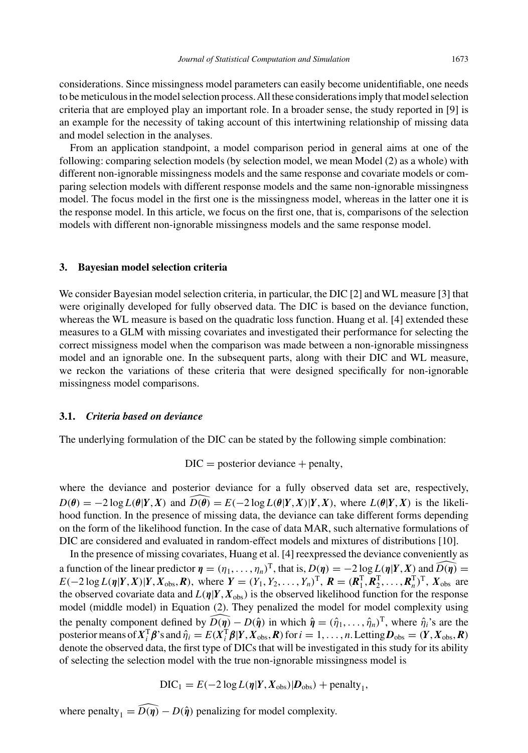considerations. Since missingness model parameters can easily become unidentifiable, one needs to be meticulous in the model selection process. All these considerations imply that model selection criteria that are employed play an important role. In a broader sense, the study reported in [9] is an example for the necessity of taking account of this intertwining relationship of missing data and model selection in the analyses.

From an application standpoint, a model comparison period in general aims at one of the following: comparing selection models (by selection model, we mean Model (2) as a whole) with different non-ignorable missingness models and the same response and covariate models or comparing selection models with different response models and the same non-ignorable missingness model. The focus model in the first one is the missingness model, whereas in the latter one it is the response model. In this article, we focus on the first one, that is, comparisons of the selection models with different non-ignorable missingness models and the same response model.

## 3. Bayesian model selection criteria

We consider Bayesian model selection criteria, in particular, the DIC [2] and WL measure [3] that were originally developed for fully observed data. The DIC is based on the deviance function, whereas the WL measure is based on the quadratic loss function. Huang et al. [4] extended these measures to a GLM with missing covariates and investigated their performance for selecting the correct missingness model when the comparison was made between a non-ignorable missingness model and an ignorable one. In the subsequent parts, along with their DIC and WL measure, we reckon the variations of these criteria that were designed specifically for non-ignorable missingness model comparisons.

### 3.1. *Criteria based on deviance*

The underlying formulation of the DIC can be stated by the following simple combination:

$$\text{DIC} = \text{posterior deviance} + \text{penalty},$$

where the deviance and posterior deviance for a fully observed data set are, respectively, $D(\boldsymbol{\theta}) = -2\log L(\boldsymbol{\theta}|\boldsymbol{Y},\boldsymbol{X})$ and $\widehat{D(\boldsymbol{\theta})} = E(-2\log L(\boldsymbol{\theta}|\boldsymbol{Y},\boldsymbol{X})|\boldsymbol{Y},\boldsymbol{X})$, where $L(\boldsymbol{\theta}|\boldsymbol{Y},\boldsymbol{X})$ is the likelihood function. In the presence of missing data, the deviance can take different forms depending on the form of the likelihood function. In the case of data MAR, such alternative formulations of DIC are considered and evaluated in random-effect models and mixtures of distributions [10].

In the presence of missing covariates, Huang et al. [4] reexpressed the deviance conveniently as a function of the linear predictor $\boldsymbol{\eta} = (\eta_1, \ldots, \eta_n)^{\mathrm{T}}$, that is, $D(\boldsymbol{\eta}) = -2\log L(\boldsymbol{\eta}|\boldsymbol{Y},\boldsymbol{X})$ and $\widehat{D(\boldsymbol{\eta})} = E(-2\log L(\boldsymbol{\eta}|\boldsymbol{Y},\boldsymbol{X})|\boldsymbol{Y},\boldsymbol{X}_{\text{obs}},\boldsymbol{R})$, where $\boldsymbol{Y} = (Y_1, Y_2, \ldots, Y_n)^{\mathrm{T}}$, $\boldsymbol{R} = (\boldsymbol{R}_1^{\mathrm{T}}, \boldsymbol{R}_2^{\mathrm{T}}, \ldots, \boldsymbol{R}_n^{\mathrm{T}})^{\mathrm{T}}$, $\boldsymbol{X}_{\text{obs}}$ are the observed covariate data and $L(\boldsymbol{\eta}|\boldsymbol{Y},\boldsymbol{X}_{\text{obs}})$ is the observed likelihood function for the response model (middle model) in Equation (2). They penalized the model for model complexity using the penalty component defined by $\widehat{D(\boldsymbol{\eta})} - D(\hat{\boldsymbol{\eta}})$ in which $\hat{\boldsymbol{\eta}} = (\hat{\eta}_1, \ldots, \hat{\eta}_n)^{\mathrm{T}}$, where $\hat{\eta}_i$'s are the posterior means of $\boldsymbol{X}_i^{\mathrm{T}}\boldsymbol{\beta}$'s and $\hat{\eta}_i = E(\boldsymbol{X}_i^{\mathrm{T}}\boldsymbol{\beta}|\boldsymbol{Y},\boldsymbol{X}_{\text{obs}},\boldsymbol{R})$ for $i = 1, \ldots, n$. Letting $\boldsymbol{D}_{\text{obs}} = (\boldsymbol{Y},\boldsymbol{X}_{\text{obs}},\boldsymbol{R})$ denote the observed data, the first type of DICs that will be investigated in this study for its ability of selecting the selection model with the true non-ignorable missingness model is

$$\text{DIC}_1 = E(-2\log L(\boldsymbol{\eta}|\boldsymbol{Y},\boldsymbol{X}_{\text{obs}})|\boldsymbol{D}_{\text{obs}}) + \text{penalty}_1,$$

where $\text{penalty}_1 = \widehat{D(\boldsymbol{\eta})} - D(\hat{\boldsymbol{\eta}})$ penalizing for model complexity.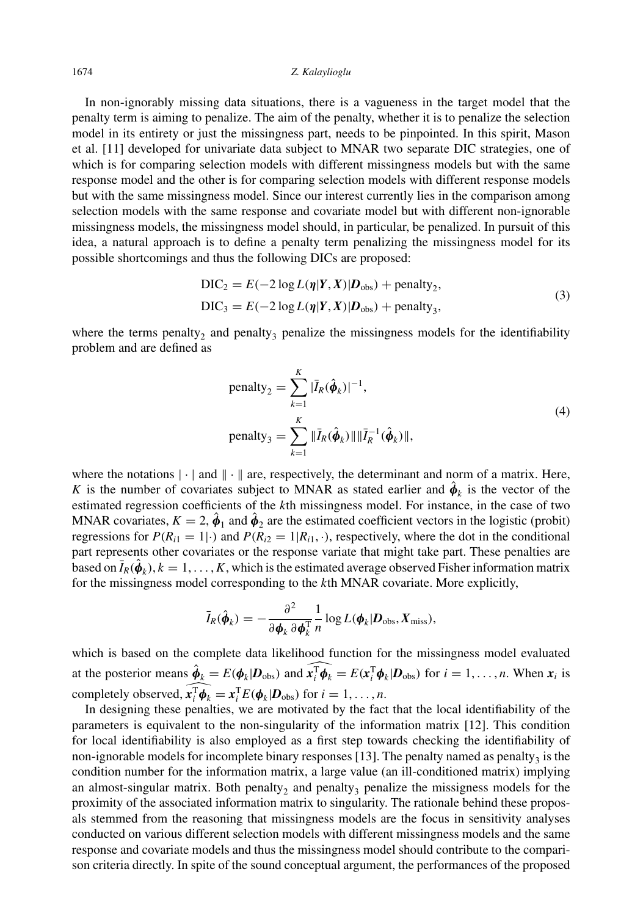In non-ignorably missing data situations, there is a vagueness in the target model that the penalty term is aiming to penalize. The aim of the penalty, whether it is to penalize the selection model in its entirety or just the missingness part, needs to be pinpointed. In this spirit, Mason et al. [11] developed for univariate data subject to MNAR two separate DIC strategies, one of which is for comparing selection models with different missingness models but with the same response model and the other is for comparing selection models with different response models but with the same missingness model. Since our interest currently lies in the comparison among selection models with the same response and covariate model but with different non-ignorable missingness models, the missingness model should, in particular, be penalized. In pursuit of this idea, a natural approach is to define a penalty term penalizing the missingness model for its possible shortcomings and thus the following DICs are proposed:

$$
\begin{aligned}
\mathrm{DIC}_2 &= E(-2\log L(\boldsymbol{\eta}|\boldsymbol{Y},\boldsymbol{X})|\boldsymbol{D}_{\mathrm{obs}}) + \mathrm{penalty}_2,\\
\mathrm{DIC}_3 &= E(-2\log L(\boldsymbol{\eta}|\boldsymbol{Y},\boldsymbol{X})|\boldsymbol{D}_{\mathrm{obs}}) + \mathrm{penalty}_3,
\end{aligned}
\tag{3}
$$

where the terms $\mathrm{penalty}_2$ and $\mathrm{penalty}_3$ penalize the missingness models for the identifiability problem and are defined as

$$
\begin{aligned}
\mathrm{penalty}_2 &= \sum_{k=1}^{K} |\bar{I}_R(\hat{\boldsymbol{\phi}}_k)|^{-1},\\
\mathrm{penalty}_3 &= \sum_{k=1}^{K} \|\bar{I}_R(\hat{\boldsymbol{\phi}}_k)\|\|\bar{I}_R^{-1}(\hat{\boldsymbol{\phi}}_k)\|,
\end{aligned}
\tag{4}
$$

where the notations $|\cdot|$ and $\|\cdot\|$ are, respectively, the determinant and norm of a matrix. Here, $K$ is the number of covariates subject to MNAR as stated earlier and $\hat{\boldsymbol{\phi}}_k$ is the vector of the estimated regression coefficients of the $k$th missingness model. For instance, in the case of two MNAR covariates, $K = 2$, $\hat{\boldsymbol{\phi}}_1$ and $\hat{\boldsymbol{\phi}}_2$ are the estimated coefficient vectors in the logistic (probit) regressions for $P(R_{i1} = 1|\cdot)$ and $P(R_{i2} = 1|R_{i1}, \cdot)$, respectively, where the dot in the conditional part represents other covariates or the response variate that might take part. These penalties are based on $\bar{I}_R(\hat{\boldsymbol{\phi}}_k), k = 1, \ldots, K$, which is the estimated average observed Fisher information matrix for the missingness model corresponding to the $k$th MNAR covariate. More explicitly,

$$
\bar{I}_R(\hat{\boldsymbol{\phi}}_k) = -\frac{\partial^2}{\partial \boldsymbol{\phi}_k\, \partial \boldsymbol{\phi}_k^{\mathrm{T}}} \frac{1}{n} \log L(\boldsymbol{\phi}_k|\boldsymbol{D}_{\mathrm{obs}}, \boldsymbol{X}_{\mathrm{miss}}),
$$

which is based on the complete data likelihood function for the missingness model evaluated at the posterior means $\hat{\boldsymbol{\phi}}_k = E(\boldsymbol{\phi}_k|\boldsymbol{D}_{\mathrm{obs}})$ and $\widehat{\boldsymbol{x}_i^{\mathrm{T}}\boldsymbol{\phi}_k} = E(\boldsymbol{x}_i^{\mathrm{T}}\boldsymbol{\phi}_k|\boldsymbol{D}_{\mathrm{obs}})$ for $i = 1, \ldots, n$. When $\boldsymbol{x}_i$ is completely observed, $\widehat{\boldsymbol{x}_i^{\mathrm{T}}\boldsymbol{\phi}_k} = \boldsymbol{x}_i^{\mathrm{T}} E(\boldsymbol{\phi}_k|\boldsymbol{D}_{\mathrm{obs}})$ for $i = 1, \ldots, n$.

In designing these penalties, we are motivated by the fact that the local identifiability of the parameters is equivalent to the non-singularity of the information matrix [12]. This condition for local identifiability is also employed as a first step towards checking the identifiability of non-ignorable models for incomplete binary responses [13]. The penalty named as $\mathrm{penalty}_3$ is the condition number for the information matrix, a large value (an ill-conditioned matrix) implying an almost-singular matrix. Both $\mathrm{penalty}_2$ and $\mathrm{penalty}_3$ penalize the missigness models for the proximity of the associated information matrix to singularity. The rationale behind these proposals stemmed from the reasoning that missingness models are the focus in sensitivity analyses conducted on various different selection models with different missingness models and the same response and covariate models and thus the missingness model should contribute to the comparison criteria directly. In spite of the sound conceptual argument, the performances of the proposed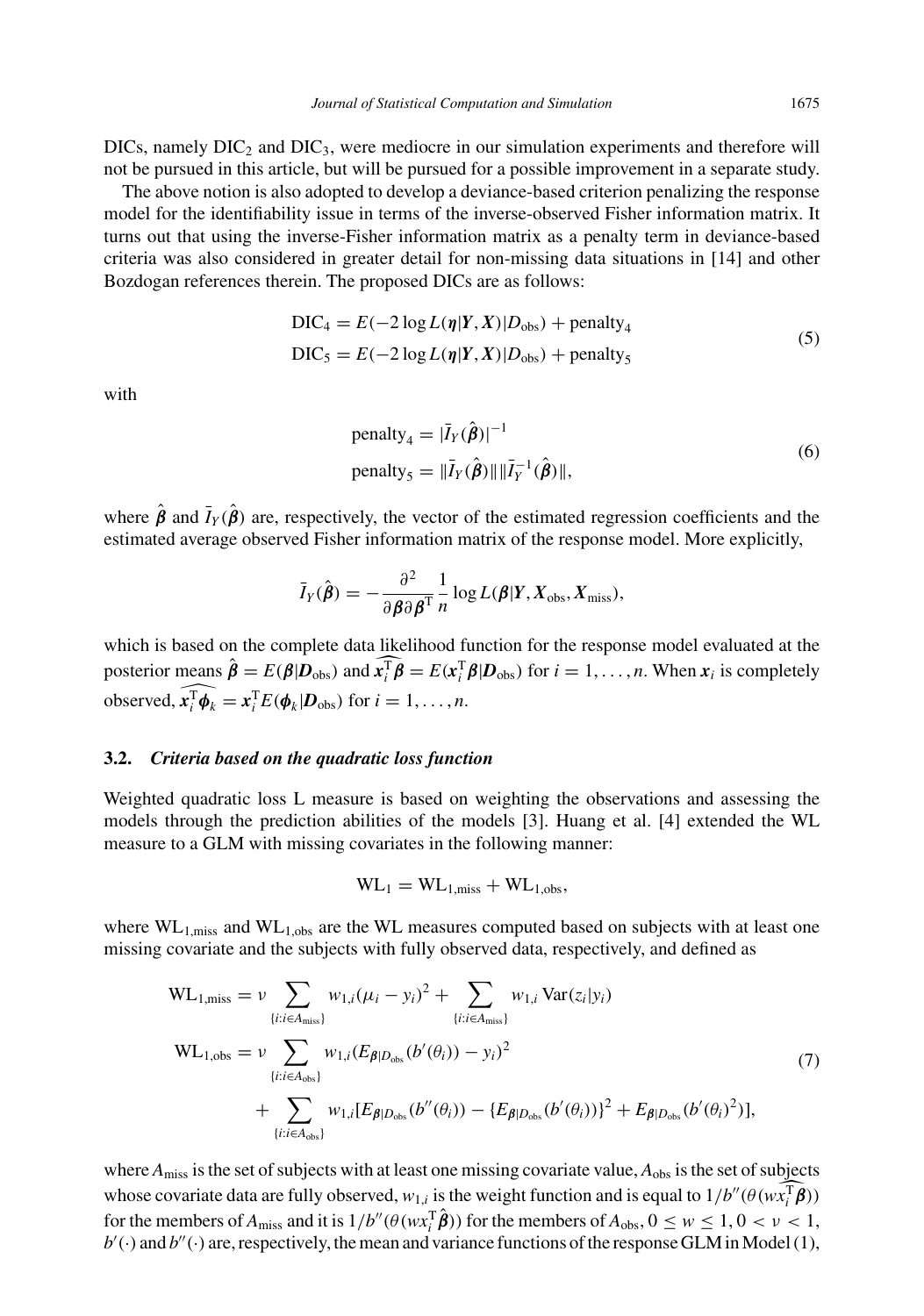DICs, namely $\text{DIC}_2$ and $\text{DIC}_3$, were mediocre in our simulation experiments and therefore will not be pursued in this article, but will be pursued for a possible improvement in a separate study.

The above notion is also adopted to develop a deviance-based criterion penalizing the response model for the identifiability issue in terms of the inverse-observed Fisher information matrix. It turns out that using the inverse-Fisher information matrix as a penalty term in deviance-based criteria was also considered in greater detail for non-missing data situations in [14] and other Bozdogan references therein. The proposed DICs are as follows:

$$
\begin{aligned}
\text{DIC}_4 &= E(-2\log L(\boldsymbol{\eta}|\boldsymbol{Y},\boldsymbol{X})|D_{\text{obs}}) + \text{penalty}_4 \\
\text{DIC}_5 &= E(-2\log L(\boldsymbol{\eta}|\boldsymbol{Y},\boldsymbol{X})|D_{\text{obs}}) + \text{penalty}_5
\end{aligned}
\tag{5}
$$

with

$$
\begin{aligned}
\text{penalty}_4 &= |\bar{I}_Y(\hat{\boldsymbol{\beta}})|^{-1} \\
\text{penalty}_5 &= \|\bar{I}_Y(\hat{\boldsymbol{\beta}})\|\|\bar{I}_Y^{-1}(\hat{\boldsymbol{\beta}})\|,
\end{aligned}
\tag{6}
$$

where $\hat{\boldsymbol{\beta}}$ and $\bar{I}_Y(\hat{\boldsymbol{\beta}})$ are, respectively, the vector of the estimated regression coefficients and the estimated average observed Fisher information matrix of the response model. More explicitly,

$$
\bar{I}_Y(\hat{\boldsymbol{\beta}}) = -\frac{\partial^2}{\partial\boldsymbol{\beta}\partial\boldsymbol{\beta}^{\text{T}}}\frac{1}{n}\log L(\boldsymbol{\beta}|\boldsymbol{Y},\boldsymbol{X}_{\text{obs}},\boldsymbol{X}_{\text{miss}}),
$$

which is based on the complete data likelihood function for the response model evaluated at the posterior means $\hat{\boldsymbol{\beta}} = E(\boldsymbol{\beta}|\boldsymbol{D}_{\text{obs}})$ and $\widehat{\boldsymbol{x}_i^{\text{T}}\boldsymbol{\beta}} = E(\boldsymbol{x}_i^{\text{T}}\boldsymbol{\beta}|\boldsymbol{D}_{\text{obs}})$ for $i = 1,\ldots,n$. When $\boldsymbol{x}_i$ is completely observed, $\widehat{\boldsymbol{x}_i^{\text{T}}\boldsymbol{\phi}_k} = \boldsymbol{x}_i^{\text{T}}E(\boldsymbol{\phi}_k|\boldsymbol{D}_{\text{obs}})$ for $i = 1,\ldots,n$.

### 3.2. *Criteria based on the quadratic loss function*

Weighted quadratic loss L measure is based on weighting the observations and assessing the models through the prediction abilities of the models [3]. Huang et al. [4] extended the WL measure to a GLM with missing covariates in the following manner:

$$
\text{WL}_1 = \text{WL}_{1,\text{miss}} + \text{WL}_{1,\text{obs}},
$$

where $\text{WL}_{1,\text{miss}}$ and $\text{WL}_{1,\text{obs}}$ are the WL measures computed based on subjects with at least one missing covariate and the subjects with fully observed data, respectively, and defined as

$$
\begin{aligned}
\text{WL}_{1,\text{miss}} &= \nu\sum_{\{i:i\in A_{\text{miss}}\}} w_{1,i}(\mu_i - y_i)^2 + \sum_{\{i:i\in A_{\text{miss}}\}} w_{1,i}\,\text{Var}(z_i|y_i) \\
\text{WL}_{1,\text{obs}} &= \nu\sum_{\{i:i\in A_{\text{obs}}\}} w_{1,i}(E_{\boldsymbol{\beta}|D_{\text{obs}}}(b'(\theta_i)) - y_i)^2 \\
&\quad + \sum_{\{i:i\in A_{\text{obs}}\}} w_{1,i}[E_{\boldsymbol{\beta}|D_{\text{obs}}}(b''(\theta_i)) - \{E_{\boldsymbol{\beta}|D_{\text{obs}}}(b'(\theta_i))\}^2 + E_{\boldsymbol{\beta}|D_{\text{obs}}}(b'(\theta_i)^2)],
\end{aligned}
\tag{7}
$$

where $A_{\text{miss}}$ is the set of subjects with at least one missing covariate value, $A_{\text{obs}}$ is the set of subjects whose covariate data are fully observed, $w_{1,i}$ is the weight function and is equal to $1/b''(\theta(w\widehat{x_i^{\text{T}}\boldsymbol{\beta}}))$ for the members of $A_{\text{miss}}$ and it is $1/b''(\theta(wx_i^{\text{T}}\hat{\boldsymbol{\beta}}))$ for the members of $A_{\text{obs}}$, $0 \le w \le 1$, $0 < \nu < 1$, $b'(\cdot)$ and $b''(\cdot)$ are, respectively, the mean and variance functions of the response GLM in Model (1),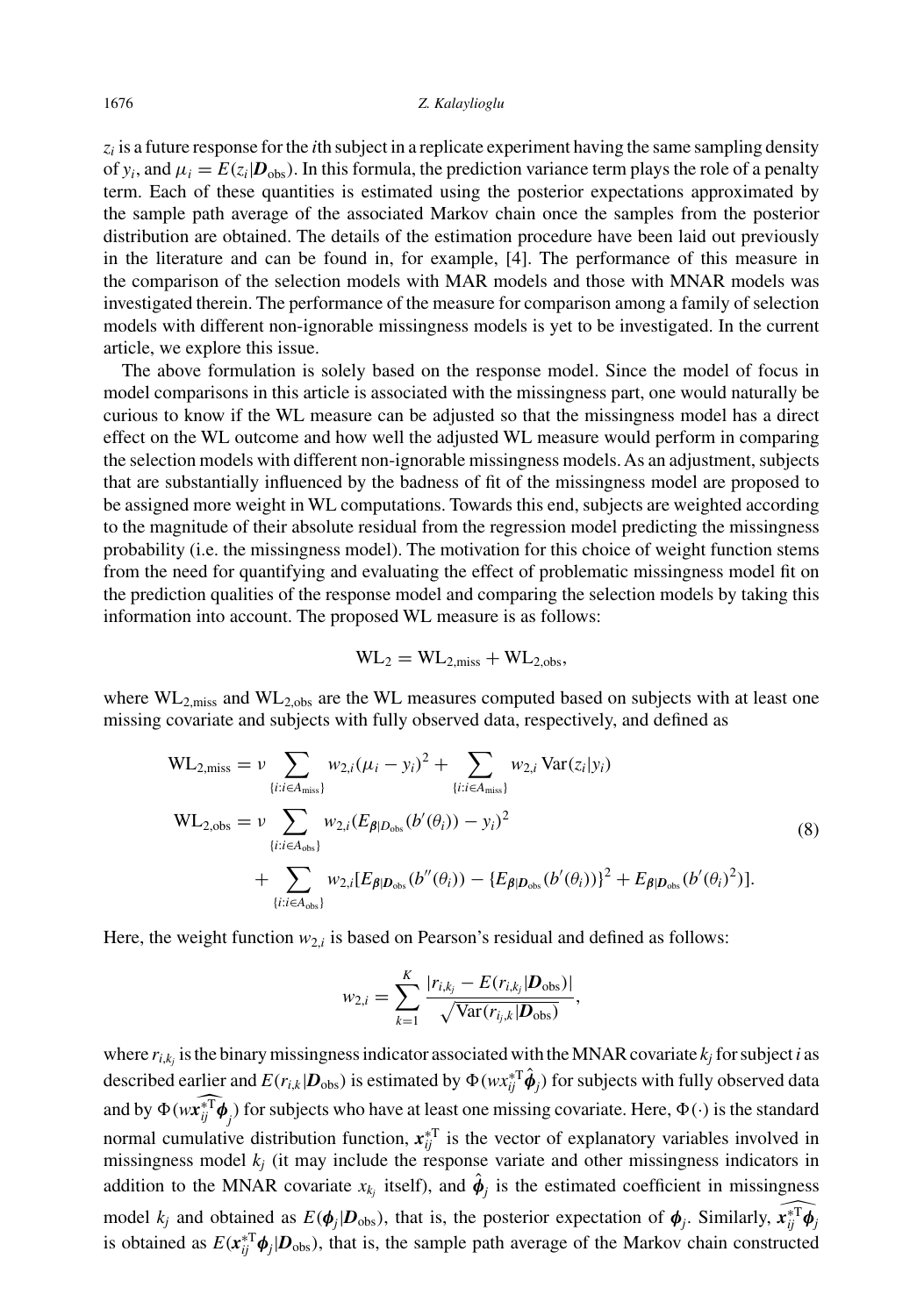$z_i$ is a future response for the $i$th subject in a replicate experiment having the same sampling density of $y_i$, and $\mu_i = E(z_i|\boldsymbol{D}_{\text{obs}})$. In this formula, the prediction variance term plays the role of a penalty term. Each of these quantities is estimated using the posterior expectations approximated by the sample path average of the associated Markov chain once the samples from the posterior distribution are obtained. The details of the estimation procedure have been laid out previously in the literature and can be found in, for example, [4]. The performance of this measure in the comparison of the selection models with MAR models and those with MNAR models was investigated therein. The performance of the measure for comparison among a family of selection models with different non-ignorable missingness models is yet to be investigated. In the current article, we explore this issue.

The above formulation is solely based on the response model. Since the model of focus in model comparisons in this article is associated with the missingness part, one would naturally be curious to know if the WL measure can be adjusted so that the missingness model has a direct effect on the WL outcome and how well the adjusted WL measure would perform in comparing the selection models with different non-ignorable missingness models. As an adjustment, subjects that are substantially influenced by the badness of fit of the missingness model are proposed to be assigned more weight in WL computations. Towards this end, subjects are weighted according to the magnitude of their absolute residual from the regression model predicting the missingness probability (i.e. the missingness model). The motivation for this choice of weight function stems from the need for quantifying and evaluating the effect of problematic missingness model fit on the prediction qualities of the response model and comparing the selection models by taking this information into account. The proposed WL measure is as follows:

$$\text{WL}_2 = \text{WL}_{2,\text{miss}} + \text{WL}_{2,\text{obs}},$$

where $\text{WL}_{2,\text{miss}}$ and $\text{WL}_{2,\text{obs}}$ are the WL measures computed based on subjects with at least one missing covariate and subjects with fully observed data, respectively, and defined as

$$
\begin{aligned}
\text{WL}_{2,\text{miss}} &= \nu \sum_{\{i:i\in A_{\text{miss}}\}} w_{2,i}(\mu_i - y_i)^2 + \sum_{\{i:i\in A_{\text{miss}}\}} w_{2,i}\,\text{Var}(z_i|y_i) \\
\text{WL}_{2,\text{obs}} &= \nu \sum_{\{i:i\in A_{\text{obs}}\}} w_{2,i}(E_{\boldsymbol{\beta}|D_{\text{obs}}}(b'(\theta_i)) - y_i)^2 \\
&\quad + \sum_{\{i:i\in A_{\text{obs}}\}} w_{2,i}[E_{\boldsymbol{\beta}|\boldsymbol{D}_{\text{obs}}}(b''(\theta_i)) - \{E_{\boldsymbol{\beta}|\boldsymbol{D}_{\text{obs}}}(b'(\theta_i))\}^2 + E_{\boldsymbol{\beta}|\boldsymbol{D}_{\text{obs}}}(b'(\theta_i)^2)].
\end{aligned}
\tag{8}
$$

Here, the weight function $w_{2,i}$ is based on Pearson's residual and defined as follows:

$$w_{2,i} = \sum_{k=1}^{K} \frac{|r_{i,k_j} - E(r_{i,k_j}|\boldsymbol{D}_{\text{obs}})|}{\sqrt{\text{Var}(r_{i_j,k}|\boldsymbol{D}_{\text{obs}})}},$$

where $r_{i,k_j}$ is the binary missingness indicator associated with the MNAR covariate $k_j$ for subject $i$ as described earlier and $E(r_{i,k}|\boldsymbol{D}_{\text{obs}})$ is estimated by $\Phi(wx_{ij}^{*\text{T}}\hat{\boldsymbol{\phi}}_j)$ for subjects with fully observed data and by $\Phi(w\widehat{\boldsymbol{x}_{ij}^{*\text{T}}\boldsymbol{\phi}_j})$ for subjects who have at least one missing covariate. Here, $\Phi(\cdot)$ is the standard normal cumulative distribution function, $\boldsymbol{x}_{ij}^{*\text{T}}$ is the vector of explanatory variables involved in missingness model $k_j$ (it may include the response variate and other missingness indicators in addition to the MNAR covariate $x_{k_j}$ itself), and $\hat{\boldsymbol{\phi}}_j$ is the estimated coefficient in missingness model $k_j$ and obtained as $E(\boldsymbol{\phi}_j|\boldsymbol{D}_{\text{obs}})$, that is, the posterior expectation of $\boldsymbol{\phi}_j$. Similarly, $\widehat{\boldsymbol{x}_{ij}^{*\text{T}}\boldsymbol{\phi}_j}$ is obtained as $E(\boldsymbol{x}_{ij}^{*\text{T}}\boldsymbol{\phi}_j|\boldsymbol{D}_{\text{obs}})$, that is, the sample path average of the Markov chain constructed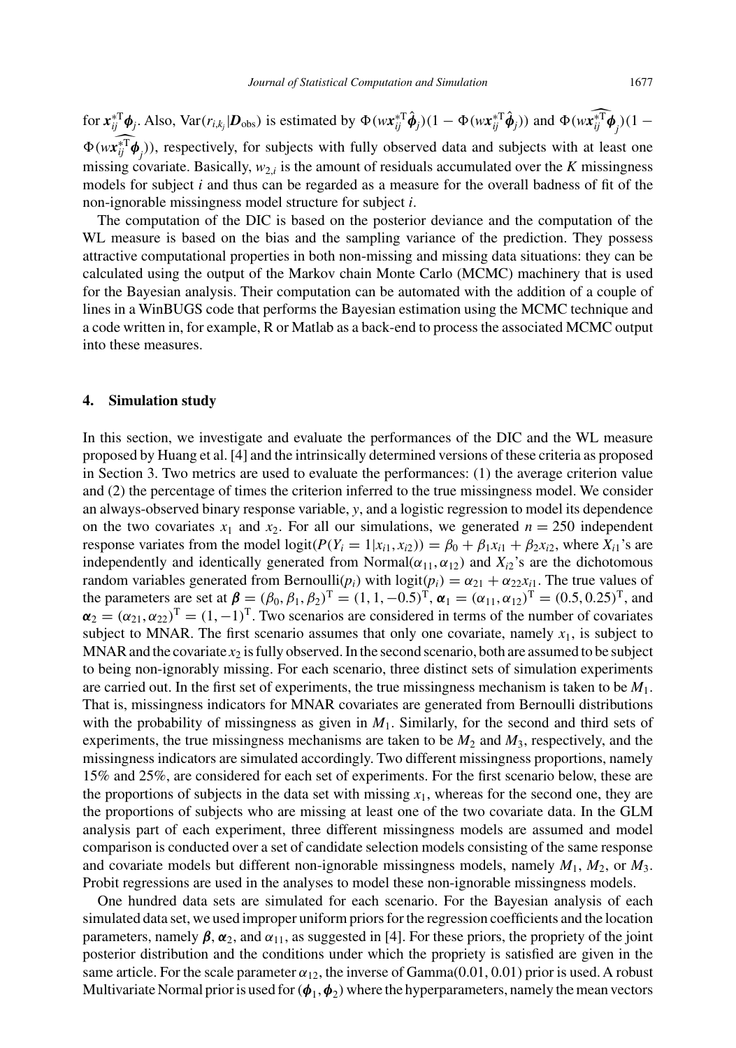for $\boldsymbol{x}_{ij}^{*\mathrm{T}}\boldsymbol{\phi}_j$. Also, $\mathrm{Var}(r_{i,k_j}|\boldsymbol{D}_{\mathrm{obs}})$ is estimated by $\Phi(w\boldsymbol{x}_{ij}^{*\mathrm{T}}\hat{\boldsymbol{\phi}}_j)(1-\Phi(w\boldsymbol{x}_{ij}^{*\mathrm{T}}\hat{\boldsymbol{\phi}}_j))$ and $\Phi(\widehat{w\boldsymbol{x}_{ij}^{*\mathrm{T}}\boldsymbol{\phi}_j})(1-\Phi(\widehat{w\boldsymbol{x}_{ij}^{*\mathrm{T}}\boldsymbol{\phi}_j}))$, respectively, for subjects with fully observed data and subjects with at least one missing covariate. Basically, $w_{2,i}$ is the amount of residuals accumulated over the $K$ missingness models for subject $i$ and thus can be regarded as a measure for the overall badness of fit of the non-ignorable missingness model structure for subject $i$.

The computation of the DIC is based on the posterior deviance and the computation of the WL measure is based on the bias and the sampling variance of the prediction. They possess attractive computational properties in both non-missing and missing data situations: they can be calculated using the output of the Markov chain Monte Carlo (MCMC) machinery that is used for the Bayesian analysis. Their computation can be automated with the addition of a couple of lines in a WinBUGS code that performs the Bayesian estimation using the MCMC technique and a code written in, for example, R or Matlab as a back-end to process the associated MCMC output into these measures.

## 4. Simulation study

In this section, we investigate and evaluate the performances of the DIC and the WL measure proposed by Huang et al. [4] and the intrinsically determined versions of these criteria as proposed in Section 3. Two metrics are used to evaluate the performances: (1) the average criterion value and (2) the percentage of times the criterion inferred to the true missingness model. We consider an always-observed binary response variable, $y$, and a logistic regression to model its dependence on the two covariates $x_1$ and $x_2$. For all our simulations, we generated $n = 250$ independent response variates from the model $\mathrm{logit}(P(Y_i = 1|x_{i1}, x_{i2})) = \beta_0 + \beta_1 x_{i1} + \beta_2 x_{i2}$, where $X_{i1}$'s are independently and identically generated from $\mathrm{Normal}(\alpha_{11}, \alpha_{12})$ and $X_{i2}$'s are the dichotomous random variables generated from $\mathrm{Bernoulli}(p_i)$ with $\mathrm{logit}(p_i) = \alpha_{21} + \alpha_{22}x_{i1}$. The true values of the parameters are set at $\boldsymbol{\beta} = (\beta_0, \beta_1, \beta_2)^{\mathrm{T}} = (1, 1, -0.5)^{\mathrm{T}}$, $\boldsymbol{\alpha}_1 = (\alpha_{11}, \alpha_{12})^{\mathrm{T}} = (0.5, 0.25)^{\mathrm{T}}$, and $\boldsymbol{\alpha}_2 = (\alpha_{21}, \alpha_{22})^{\mathrm{T}} = (1, -1)^{\mathrm{T}}$. Two scenarios are considered in terms of the number of covariates subject to MNAR. The first scenario assumes that only one covariate, namely $x_1$, is subject to MNAR and the covariate $x_2$ is fully observed. In the second scenario, both are assumed to be subject to being non-ignorably missing. For each scenario, three distinct sets of simulation experiments are carried out. In the first set of experiments, the true missingness mechanism is taken to be $M_1$. That is, missingness indicators for MNAR covariates are generated from Bernoulli distributions with the probability of missingness as given in $M_1$. Similarly, for the second and third sets of experiments, the true missingness mechanisms are taken to be $M_2$ and $M_3$, respectively, and the missingness indicators are simulated accordingly. Two different missingness proportions, namely 15% and 25%, are considered for each set of experiments. For the first scenario below, these are the proportions of subjects in the data set with missing $x_1$, whereas for the second one, they are the proportions of subjects who are missing at least one of the two covariate data. In the GLM analysis part of each experiment, three different missingness models are assumed and model comparison is conducted over a set of candidate selection models consisting of the same response and covariate models but different non-ignorable missingness models, namely $M_1$, $M_2$, or $M_3$. Probit regressions are used in the analyses to model these non-ignorable missingness models.

One hundred data sets are simulated for each scenario. For the Bayesian analysis of each simulated data set, we used improper uniform priors for the regression coefficients and the location parameters, namely $\boldsymbol{\beta}$, $\boldsymbol{\alpha}_2$, and $\alpha_{11}$, as suggested in [4]. For these priors, the propriety of the joint posterior distribution and the conditions under which the propriety is satisfied are given in the same article. For the scale parameter $\alpha_{12}$, the inverse of Gamma(0.01, 0.01) prior is used. A robust Multivariate Normal prior is used for $(\boldsymbol{\phi}_1, \boldsymbol{\phi}_2)$ where the hyperparameters, namely the mean vectors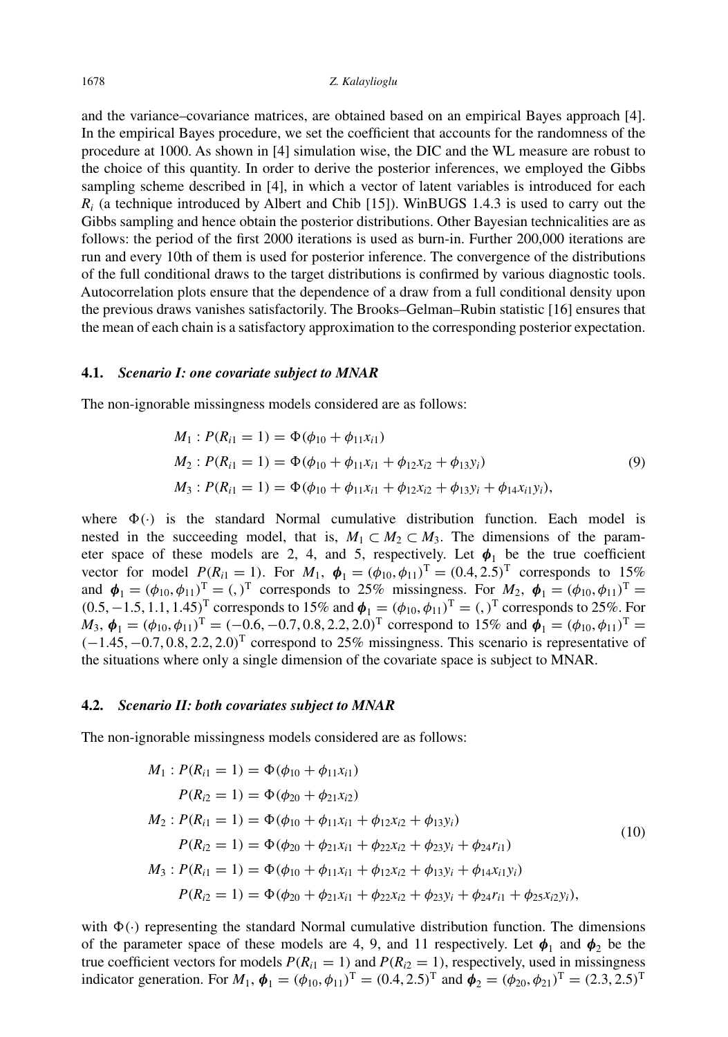and the variance–covariance matrices, are obtained based on an empirical Bayes approach [4]. In the empirical Bayes procedure, we set the coefficient that accounts for the randomness of the procedure at 1000. As shown in [4] simulation wise, the DIC and the WL measure are robust to the choice of this quantity. In order to derive the posterior inferences, we employed the Gibbs sampling scheme described in [4], in which a vector of latent variables is introduced for each $R_i$ (a technique introduced by Albert and Chib [15]). WinBUGS 1.4.3 is used to carry out the Gibbs sampling and hence obtain the posterior distributions. Other Bayesian technicalities are as follows: the period of the first 2000 iterations is used as burn-in. Further 200,000 iterations are run and every 10th of them is used for posterior inference. The convergence of the distributions of the full conditional draws to the target distributions is confirmed by various diagnostic tools. Autocorrelation plots ensure that the dependence of a draw from a full conditional density upon the previous draws vanishes satisfactorily. The Brooks–Gelman–Rubin statistic [16] ensures that the mean of each chain is a satisfactory approximation to the corresponding posterior expectation.

### 4.1. *Scenario I: one covariate subject to MNAR*

The non-ignorable missingness models considered are as follows:

$$
\begin{aligned}
M_1 &: P(R_{i1} = 1) = \Phi(\phi_{10} + \phi_{11}x_{i1}) \\
M_2 &: P(R_{i1} = 1) = \Phi(\phi_{10} + \phi_{11}x_{i1} + \phi_{12}x_{i2} + \phi_{13}y_i) \\
M_3 &: P(R_{i1} = 1) = \Phi(\phi_{10} + \phi_{11}x_{i1} + \phi_{12}x_{i2} + \phi_{13}y_i + \phi_{14}x_{i1}y_i),
\end{aligned}
\tag{9}
$$

where $\Phi(\cdot)$ is the standard Normal cumulative distribution function. Each model is nested in the succeeding model, that is, $M_1 \subset M_2 \subset M_3$. The dimensions of the parameter space of these models are 2, 4, and 5, respectively. Let $\boldsymbol{\phi}_1$ be the true coefficient vector for model $P(R_{i1} = 1)$. For $M_1$, $\boldsymbol{\phi}_1 = (\phi_{10}, \phi_{11})^{\mathrm{T}} = (0.4, 2.5)^{\mathrm{T}}$ corresponds to 15% and $\boldsymbol{\phi}_1 = (\phi_{10}, \phi_{11})^{\mathrm{T}} = (,)^{\mathrm{T}}$ corresponds to 25% missingness. For $M_2$, $\boldsymbol{\phi}_1 = (\phi_{10}, \phi_{11})^{\mathrm{T}} = (0.5, -1.5, 1.1, 1.45)^{\mathrm{T}}$ corresponds to 15% and $\boldsymbol{\phi}_1 = (\phi_{10}, \phi_{11})^{\mathrm{T}} = (,)^{\mathrm{T}}$ corresponds to 25%. For $M_3$, $\boldsymbol{\phi}_1 = (\phi_{10}, \phi_{11})^{\mathrm{T}} = (-0.6, -0.7, 0.8, 2.2, 2.0)^{\mathrm{T}}$ correspond to 15% and $\boldsymbol{\phi}_1 = (\phi_{10}, \phi_{11})^{\mathrm{T}} = (-1.45, -0.7, 0.8, 2.2, 2.0)^{\mathrm{T}}$ correspond to 25% missingness. This scenario is representative of the situations where only a single dimension of the covariate space is subject to MNAR.

### 4.2. *Scenario II: both covariates subject to MNAR*

The non-ignorable missingness models considered are as follows:

$$
\begin{aligned}
M_1 &: P(R_{i1} = 1) = \Phi(\phi_{10} + \phi_{11}x_{i1}) \\
&\quad\; P(R_{i2} = 1) = \Phi(\phi_{20} + \phi_{21}x_{i2}) \\
M_2 &: P(R_{i1} = 1) = \Phi(\phi_{10} + \phi_{11}x_{i1} + \phi_{12}x_{i2} + \phi_{13}y_i) \\
&\quad\; P(R_{i2} = 1) = \Phi(\phi_{20} + \phi_{21}x_{i1} + \phi_{22}x_{i2} + \phi_{23}y_i + \phi_{24}r_{i1}) \\
M_3 &: P(R_{i1} = 1) = \Phi(\phi_{10} + \phi_{11}x_{i1} + \phi_{12}x_{i2} + \phi_{13}y_i + \phi_{14}x_{i1}y_i) \\
&\quad\; P(R_{i2} = 1) = \Phi(\phi_{20} + \phi_{21}x_{i1} + \phi_{22}x_{i2} + \phi_{23}y_i + \phi_{24}r_{i1} + \phi_{25}x_{i2}y_i),
\end{aligned}
\tag{10}
$$

with $\Phi(\cdot)$ representing the standard Normal cumulative distribution function. The dimensions of the parameter space of these models are 4, 9, and 11 respectively. Let $\boldsymbol{\phi}_1$ and $\boldsymbol{\phi}_2$ be the true coefficient vectors for models $P(R_{i1} = 1)$ and $P(R_{i2} = 1)$, respectively, used in missingness indicator generation. For $M_1$, $\boldsymbol{\phi}_1 = (\phi_{10}, \phi_{11})^{\mathrm{T}} = (0.4, 2.5)^{\mathrm{T}}$ and $\boldsymbol{\phi}_2 = (\phi_{20}, \phi_{21})^{\mathrm{T}} = (2.3, 2.5)^{\mathrm{T}}$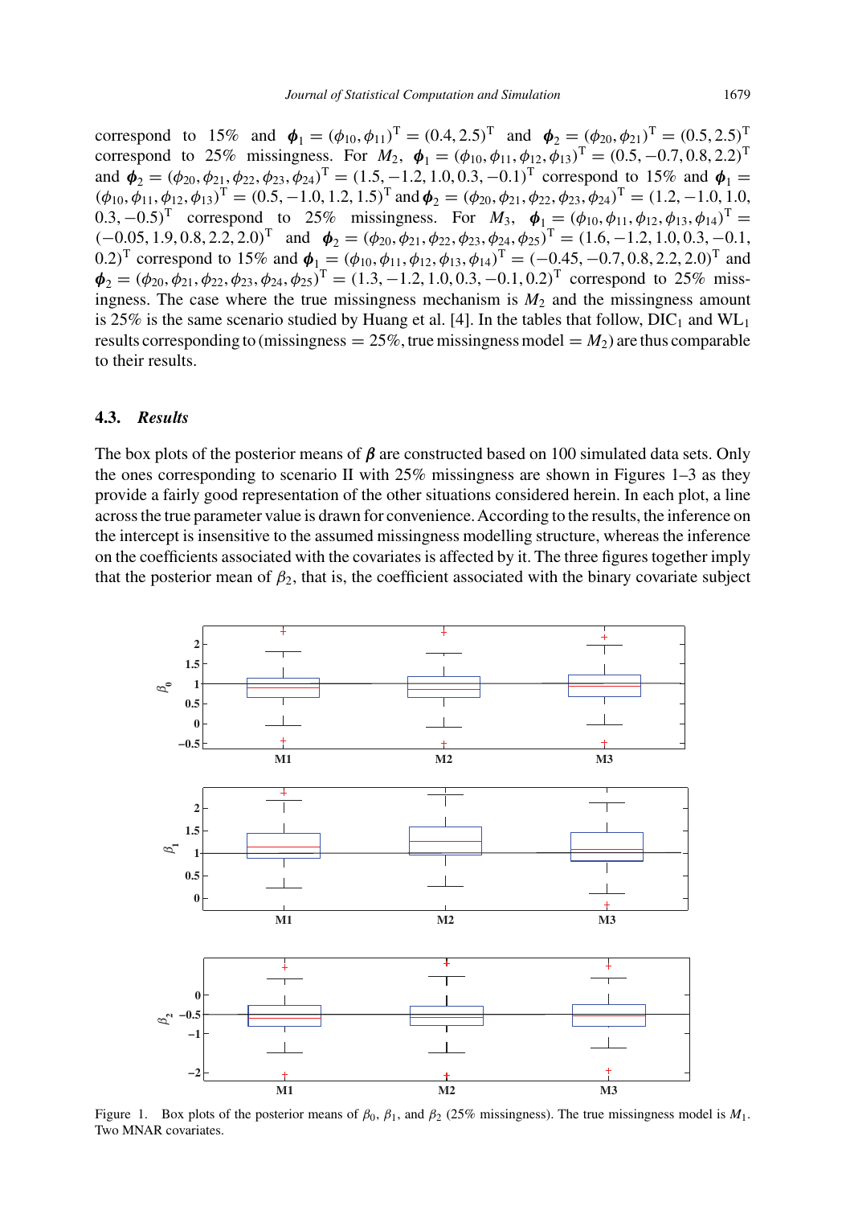correspond to 15% and $\boldsymbol{\phi}_1 = (\phi_{10}, \phi_{11})^{\mathrm{T}} = (0.4, 2.5)^{\mathrm{T}}$ and $\boldsymbol{\phi}_2 = (\phi_{20}, \phi_{21})^{\mathrm{T}} = (0.5, 2.5)^{\mathrm{T}}$ correspond to 25% missingness. For $M_2$, $\boldsymbol{\phi}_1 = (\phi_{10}, \phi_{11}, \phi_{12}, \phi_{13})^{\mathrm{T}} = (0.5, -0.7, 0.8, 2.2)^{\mathrm{T}}$ and $\boldsymbol{\phi}_2 = (\phi_{20}, \phi_{21}, \phi_{22}, \phi_{23}, \phi_{24})^{\mathrm{T}} = (1.5, -1.2, 1.0, 0.3, -0.1)^{\mathrm{T}}$ correspond to 15% and $\boldsymbol{\phi}_1 = (\phi_{10}, \phi_{11}, \phi_{12}, \phi_{13})^{\mathrm{T}} = (0.5, -1.0, 1.2, 1.5)^{\mathrm{T}}$ and $\boldsymbol{\phi}_2 = (\phi_{20}, \phi_{21}, \phi_{22}, \phi_{23}, \phi_{24})^{\mathrm{T}} = (1.2, -1.0, 1.0, 0.3, -0.5)^{\mathrm{T}}$ correspond to 25% missingness. For $M_3$, $\boldsymbol{\phi}_1 = (\phi_{10}, \phi_{11}, \phi_{12}, \phi_{13}, \phi_{14})^{\mathrm{T}} = (-0.05, 1.9, 0.8, 2.2, 2.0)^{\mathrm{T}}$ and $\boldsymbol{\phi}_2 = (\phi_{20}, \phi_{21}, \phi_{22}, \phi_{23}, \phi_{24}, \phi_{25})^{\mathrm{T}} = (1.6, -1.2, 1.0, 0.3, -0.1, 0.2)^{\mathrm{T}}$ correspond to 15% and $\boldsymbol{\phi}_1 = (\phi_{10}, \phi_{11}, \phi_{12}, \phi_{13}, \phi_{14})^{\mathrm{T}} = (-0.45, -0.7, 0.8, 2.2, 2.0)^{\mathrm{T}}$ and $\boldsymbol{\phi}_2 = (\phi_{20}, \phi_{21}, \phi_{22}, \phi_{23}, \phi_{24}, \phi_{25})^{\mathrm{T}} = (1.3, -1.2, 1.0, 0.3, -0.1, 0.2)^{\mathrm{T}}$ correspond to 25% missingness. The case where the true missingness mechanism is $M_2$ and the missingness amount is 25% is the same scenario studied by Huang et al. [4]. In the tables that follow, $\mathrm{DIC}_1$ and $\mathrm{WL}_1$ results corresponding to (missingness = 25%, true missingness model = $M_2$) are thus comparable to their results.

### 4.3. *Results*

The box plots of the posterior means of $\boldsymbol{\beta}$ are constructed based on 100 simulated data sets. Only the ones corresponding to scenario II with 25% missingness are shown in Figures 1–3 as they provide a fairly good representation of the other situations considered herein. In each plot, a line across the true parameter value is drawn for convenience. According to the results, the inference on the intercept is insensitive to the assumed missingness modelling structure, whereas the inference on the coefficients associated with the covariates is affected by it. The three figures together imply that the posterior mean of $\beta_2$, that is, the coefficient associated with the binary covariate subject

Figure 1. Box plots of the posterior means of $\beta_0$, $\beta_1$, and $\beta_2$ (25% missingness). The true missingness model is $M_1$. Two MNAR covariates.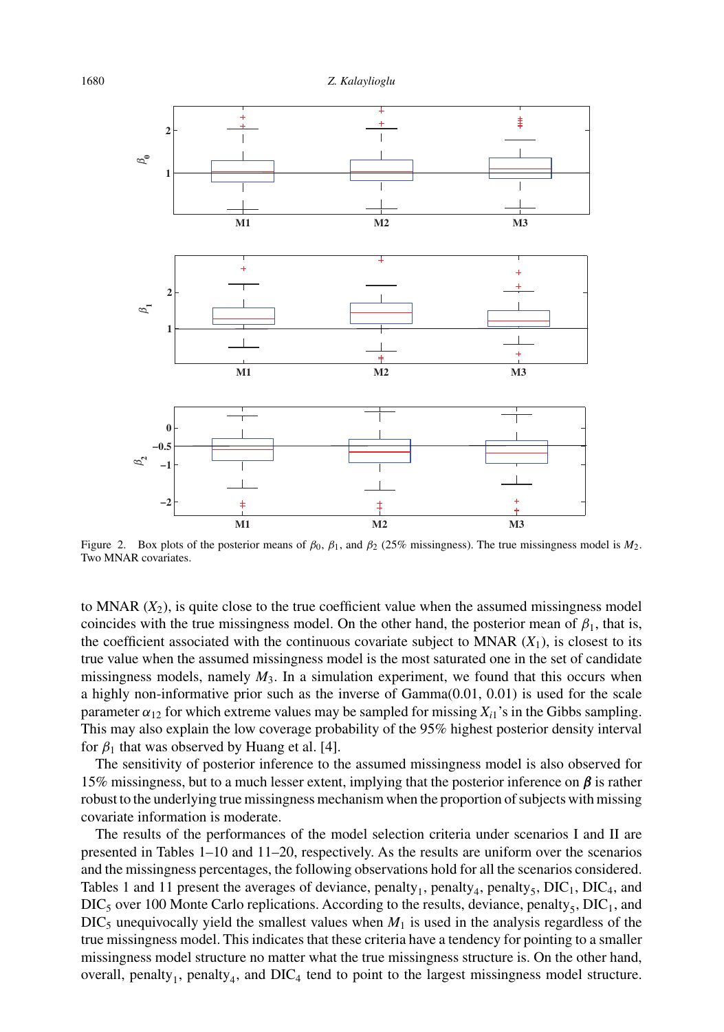Figure 2. Box plots of the posterior means of $\beta_0$, $\beta_1$, and $\beta_2$ (25% missingness). The true missingness model is $M_2$. Two MNAR covariates.

to MNAR ($X_2$), is quite close to the true coefficient value when the assumed missingness model coincides with the true missingness model. On the other hand, the posterior mean of $\beta_1$, that is, the coefficient associated with the continuous covariate subject to MNAR ($X_1$), is closest to its true value when the assumed missingness model is the most saturated one in the set of candidate missingness models, namely $M_3$. In a simulation experiment, we found that this occurs when a highly non-informative prior such as the inverse of Gamma(0.01, 0.01) is used for the scale parameter $\alpha_{12}$ for which extreme values may be sampled for missing $X_{i1}$'s in the Gibbs sampling. This may also explain the low coverage probability of the 95% highest posterior density interval for $\beta_1$ that was observed by Huang et al. [4].

The sensitivity of posterior inference to the assumed missingness model is also observed for 15% missingness, but to a much lesser extent, implying that the posterior inference on $\boldsymbol{\beta}$ is rather robust to the underlying true missingness mechanism when the proportion of subjects with missing covariate information is moderate.

The results of the performances of the model selection criteria under scenarios I and II are presented in Tables 1–10 and 11–20, respectively. As the results are uniform over the scenarios and the missingness percentages, the following observations hold for all the scenarios considered. Tables 1 and 11 present the averages of deviance, penalty$_1$, penalty$_4$, penalty$_5$, DIC$_1$, DIC$_4$, and DIC$_5$ over 100 Monte Carlo replications. According to the results, deviance, penalty$_5$, DIC$_1$, and DIC$_5$ unequivocally yield the smallest values when $M_1$ is used in the analysis regardless of the true missingness model. This indicates that these criteria have a tendency for pointing to a smaller missingness model structure no matter what the true missingness structure is. On the other hand, overall, penalty$_1$, penalty$_4$, and DIC$_4$ tend to point to the largest missingness model structure.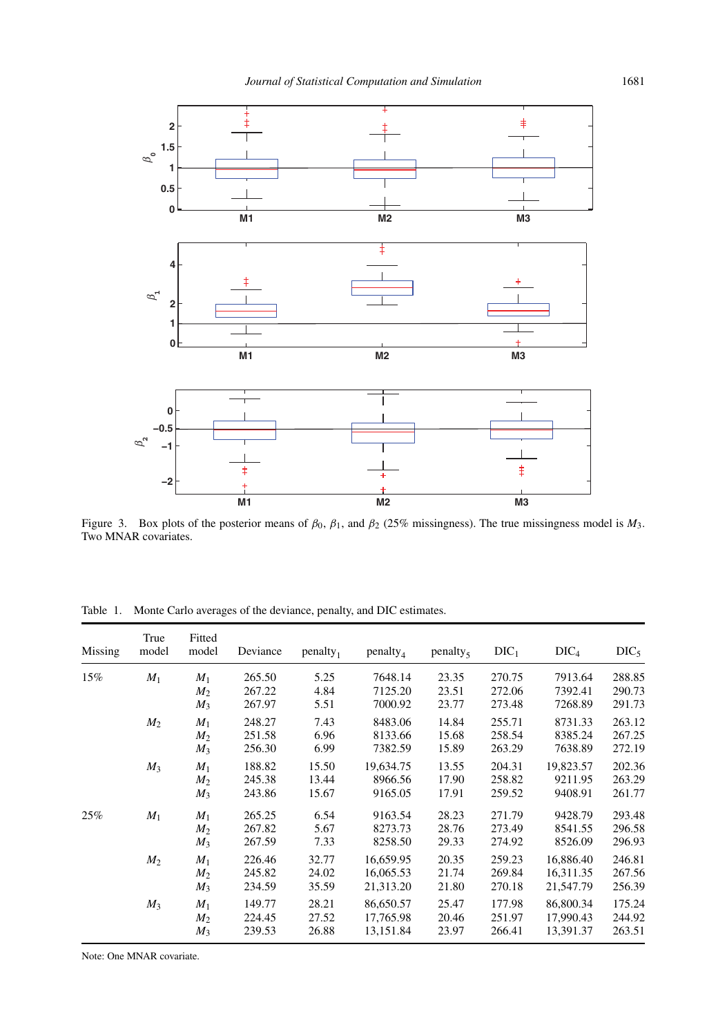Figure 3. Box plots of the posterior means of $\beta_0$, $\beta_1$, and $\beta_2$ (25% missingness). The true missingness model is $M_3$. Two MNAR covariates.

Table 1. Monte Carlo averages of the deviance, penalty, and DIC estimates.

| Missing | True model | Fitted model | Deviance | penalty$_1$ | penalty$_4$ | penalty$_5$ | DIC$_1$ | DIC$_4$ | DIC$_5$ |
|---|---|---|---|---|---|---|---|---|---|
| 15% | $M_1$ | $M_1$ | 265.50 | 5.25 | 7648.14 | 23.35 | 270.75 | 7913.64 | 288.85 |
| | | $M_2$ | 267.22 | 4.84 | 7125.20 | 23.51 | 272.06 | 7392.41 | 290.73 |
| | | $M_3$ | 267.97 | 5.51 | 7000.92 | 23.77 | 273.48 | 7268.89 | 291.73 |
| | $M_2$ | $M_1$ | 248.27 | 7.43 | 8483.06 | 14.84 | 255.71 | 8731.33 | 263.12 |
| | | $M_2$ | 251.58 | 6.96 | 8133.66 | 15.68 | 258.54 | 8385.24 | 267.25 |
| | | $M_3$ | 256.30 | 6.99 | 7382.59 | 15.89 | 263.29 | 7638.89 | 272.19 |
| | $M_3$ | $M_1$ | 188.82 | 15.50 | 19,634.75 | 13.55 | 204.31 | 19,823.57 | 202.36 |
| | | $M_2$ | 245.38 | 13.44 | 8966.56 | 17.90 | 258.82 | 9211.95 | 263.29 |
| | | $M_3$ | 243.86 | 15.67 | 9165.05 | 17.91 | 259.52 | 9408.91 | 261.77 |
| 25% | $M_1$ | $M_1$ | 265.25 | 6.54 | 9163.54 | 28.23 | 271.79 | 9428.79 | 293.48 |
| | | $M_2$ | 267.82 | 5.67 | 8273.73 | 28.76 | 273.49 | 8541.55 | 296.58 |
| | | $M_3$ | 267.59 | 7.33 | 8258.50 | 29.33 | 274.92 | 8526.09 | 296.93 |
| | $M_2$ | $M_1$ | 226.46 | 32.77 | 16,659.95 | 20.35 | 259.23 | 16,886.40 | 246.81 |
| | | $M_2$ | 245.82 | 24.02 | 16,065.53 | 21.74 | 269.84 | 16,311.35 | 267.56 |
| | | $M_3$ | 234.59 | 35.59 | 21,313.20 | 21.80 | 270.18 | 21,547.79 | 256.39 |
| | $M_3$ | $M_1$ | 149.77 | 28.21 | 86,650.57 | 25.47 | 177.98 | 86,800.34 | 175.24 |
| | | $M_2$ | 224.45 | 27.52 | 17,765.98 | 20.46 | 251.97 | 17,990.43 | 244.92 |
| | | $M_3$ | 239.53 | 26.88 | 13,151.84 | 23.97 | 266.41 | 13,391.37 | 263.51 |

Note: One MNAR covariate.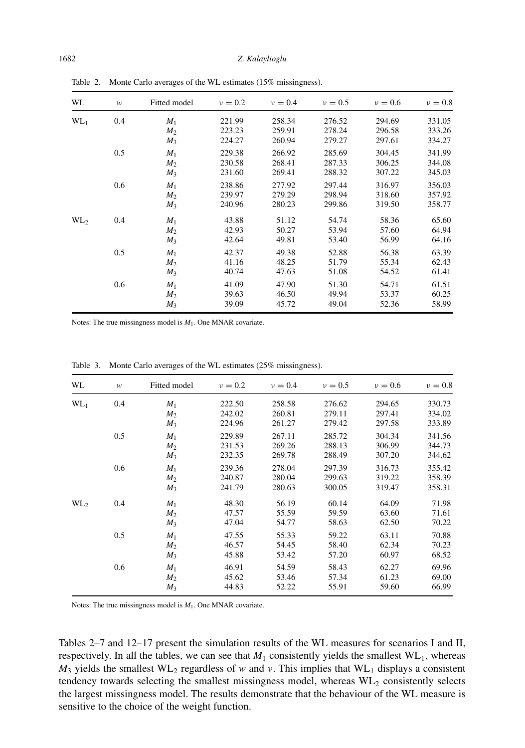Table 2. Monte Carlo averages of the WL estimates (15% missingness).

| WL | $w$ | Fitted model | $\nu = 0.2$ | $\nu = 0.4$ | $\nu = 0.5$ | $\nu = 0.6$ | $\nu = 0.8$ |
|---|---|---|---|---|---|---|---|
| $WL_1$ | 0.4 | $M_1$ | 221.99 | 258.34 | 276.52 | 294.69 | 331.05 |
| | | $M_2$ | 223.23 | 259.91 | 278.24 | 296.58 | 333.26 |
| | | $M_3$ | 224.27 | 260.94 | 279.27 | 297.61 | 334.27 |
| | 0.5 | $M_1$ | 229.38 | 266.92 | 285.69 | 304.45 | 341.99 |
| | | $M_2$ | 230.58 | 268.41 | 287.33 | 306.25 | 344.08 |
| | | $M_3$ | 231.60 | 269.41 | 288.32 | 307.22 | 345.03 |
| | 0.6 | $M_1$ | 238.86 | 277.92 | 297.44 | 316.97 | 356.03 |
| | | $M_2$ | 239.97 | 279.29 | 298.94 | 318.60 | 357.92 |
| | | $M_3$ | 240.96 | 280.23 | 299.86 | 319.50 | 358.77 |
| $WL_2$ | 0.4 | $M_1$ | 43.88 | 51.12 | 54.74 | 58.36 | 65.60 |
| | | $M_2$ | 42.93 | 50.27 | 53.94 | 57.60 | 64.94 |
| | | $M_3$ | 42.64 | 49.81 | 53.40 | 56.99 | 64.16 |
| | 0.5 | $M_1$ | 42.37 | 49.38 | 52.88 | 56.38 | 63.39 |
| | | $M_2$ | 41.16 | 48.25 | 51.79 | 55.34 | 62.43 |
| | | $M_3$ | 40.74 | 47.63 | 51.08 | 54.52 | 61.41 |
| | 0.6 | $M_1$ | 41.09 | 47.90 | 51.30 | 54.71 | 61.51 |
| | | $M_2$ | 39.63 | 46.50 | 49.94 | 53.37 | 60.25 |
| | | $M_3$ | 39.09 | 45.72 | 49.04 | 52.36 | 58.99 |

Notes: The true missingness model is $M_1$. One MNAR covariate.

Table 3. Monte Carlo averages of the WL estimates (25% missingness).

| WL | $w$ | Fitted model | $\nu = 0.2$ | $\nu = 0.4$ | $\nu = 0.5$ | $\nu = 0.6$ | $\nu = 0.8$ |
|---|---|---|---|---|---|---|---|
| $WL_1$ | 0.4 | $M_1$ | 222.50 | 258.58 | 276.62 | 294.65 | 330.73 |
| | | $M_2$ | 242.02 | 260.81 | 279.11 | 297.41 | 334.02 |
| | | $M_3$ | 224.96 | 261.27 | 279.42 | 297.58 | 333.89 |
| | 0.5 | $M_1$ | 229.89 | 267.11 | 285.72 | 304.34 | 341.56 |
| | | $M_2$ | 231.53 | 269.26 | 288.13 | 306.99 | 344.73 |
| | | $M_3$ | 232.35 | 269.78 | 288.49 | 307.20 | 344.62 |
| | 0.6 | $M_1$ | 239.36 | 278.04 | 297.39 | 316.73 | 355.42 |
| | | $M_2$ | 240.87 | 280.04 | 299.63 | 319.22 | 358.39 |
| | | $M_3$ | 241.79 | 280.63 | 300.05 | 319.47 | 358.31 |
| $WL_2$ | 0.4 | $M_1$ | 48.30 | 56.19 | 60.14 | 64.09 | 71.98 |
| | | $M_2$ | 47.57 | 55.59 | 59.59 | 63.60 | 71.61 |
| | | $M_3$ | 47.04 | 54.77 | 58.63 | 62.50 | 70.22 |
| | 0.5 | $M_1$ | 47.55 | 55.33 | 59.22 | 63.11 | 70.88 |
| | | $M_2$ | 46.57 | 54.45 | 58.40 | 62.34 | 70.23 |
| | | $M_3$ | 45.88 | 53.42 | 57.20 | 60.97 | 68.52 |
| | 0.6 | $M_1$ | 46.91 | 54.59 | 58.43 | 62.27 | 69.96 |
| | | $M_2$ | 45.62 | 53.46 | 57.34 | 61.23 | 69.00 |
| | | $M_3$ | 44.83 | 52.22 | 55.91 | 59.60 | 66.99 |

Notes: The true missingness model is $M_1$. One MNAR covariate.

Tables 2–7 and 12–17 present the simulation results of the WL measures for scenarios I and II, respectively. In all the tables, we can see that $M_1$ consistently yields the smallest $WL_1$, whereas $M_3$ yields the smallest $WL_2$ regardless of $w$ and $\nu$. This implies that $WL_1$ displays a consistent tendency towards selecting the smallest missingness model, whereas $WL_2$ consistently selects the largest missingness model. The results demonstrate that the behaviour of the WL measure is sensitive to the choice of the weight function.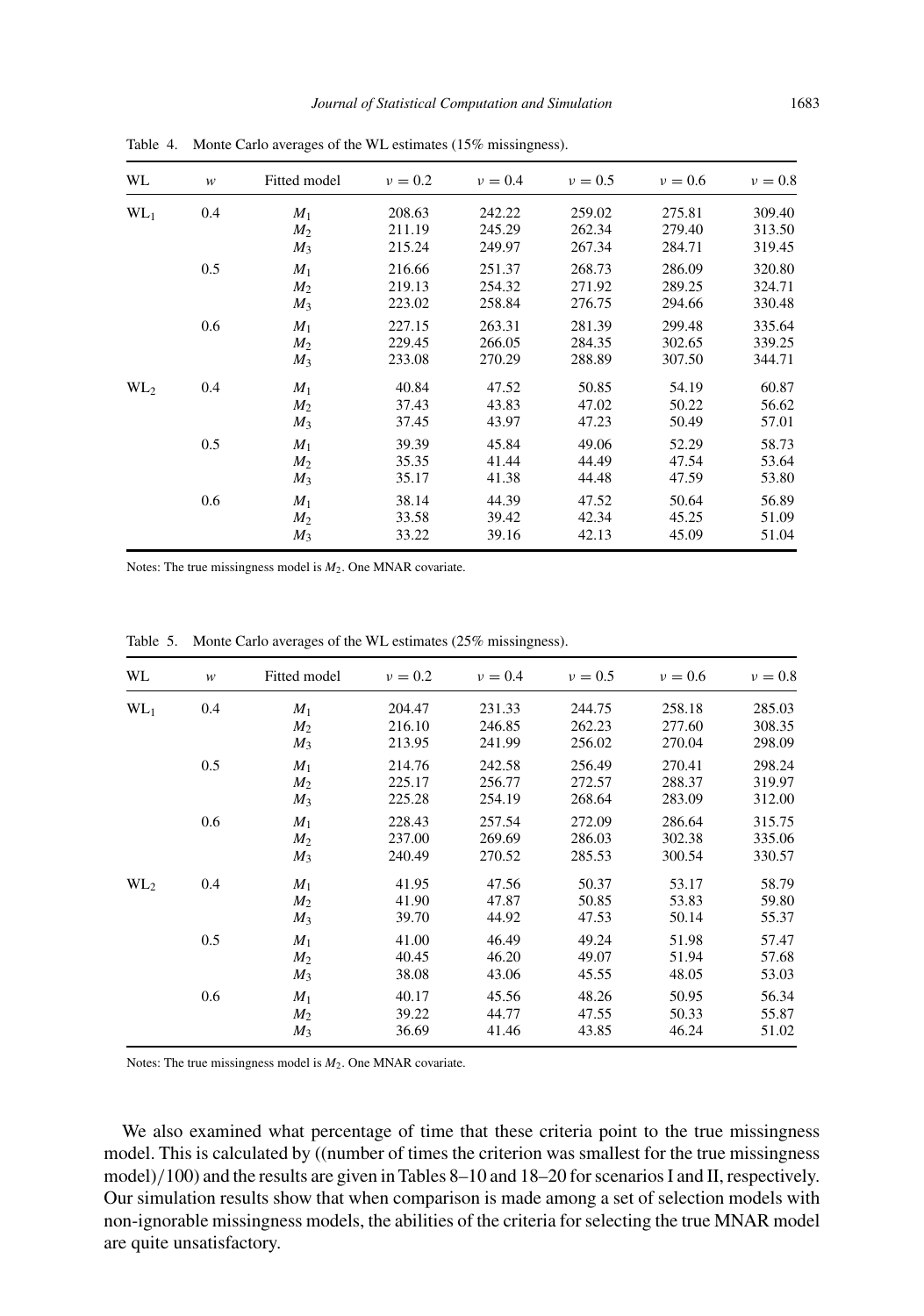Table 4. Monte Carlo averages of the WL estimates (15% missingness).

| WL | $w$ | Fitted model | $\nu = 0.2$ | $\nu = 0.4$ | $\nu = 0.5$ | $\nu = 0.6$ | $\nu = 0.8$ |
|---|---|---|---|---|---|---|---|
| $WL_1$ | 0.4 | $M_1$ | 208.63 | 242.22 | 259.02 | 275.81 | 309.40 |
| | | $M_2$ | 211.19 | 245.29 | 262.34 | 279.40 | 313.50 |
| | | $M_3$ | 215.24 | 249.97 | 267.34 | 284.71 | 319.45 |
| | 0.5 | $M_1$ | 216.66 | 251.37 | 268.73 | 286.09 | 320.80 |
| | | $M_2$ | 219.13 | 254.32 | 271.92 | 289.25 | 324.71 |
| | | $M_3$ | 223.02 | 258.84 | 276.75 | 294.66 | 330.48 |
| | 0.6 | $M_1$ | 227.15 | 263.31 | 281.39 | 299.48 | 335.64 |
| | | $M_2$ | 229.45 | 266.05 | 284.35 | 302.65 | 339.25 |
| | | $M_3$ | 233.08 | 270.29 | 288.89 | 307.50 | 344.71 |
| $WL_2$ | 0.4 | $M_1$ | 40.84 | 47.52 | 50.85 | 54.19 | 60.87 |
| | | $M_2$ | 37.43 | 43.83 | 47.02 | 50.22 | 56.62 |
| | | $M_3$ | 37.45 | 43.97 | 47.23 | 50.49 | 57.01 |
| | 0.5 | $M_1$ | 39.39 | 45.84 | 49.06 | 52.29 | 58.73 |
| | | $M_2$ | 35.35 | 41.44 | 44.49 | 47.54 | 53.64 |
| | | $M_3$ | 35.17 | 41.38 | 44.48 | 47.59 | 53.80 |
| | 0.6 | $M_1$ | 38.14 | 44.39 | 47.52 | 50.64 | 56.89 |
| | | $M_2$ | 33.58 | 39.42 | 42.34 | 45.25 | 51.09 |
| | | $M_3$ | 33.22 | 39.16 | 42.13 | 45.09 | 51.04 |

Notes: The true missingness model is $M_2$. One MNAR covariate.

Table 5. Monte Carlo averages of the WL estimates (25% missingness).

| WL | $w$ | Fitted model | $\nu = 0.2$ | $\nu = 0.4$ | $\nu = 0.5$ | $\nu = 0.6$ | $\nu = 0.8$ |
|---|---|---|---|---|---|---|---|
| $WL_1$ | 0.4 | $M_1$ | 204.47 | 231.33 | 244.75 | 258.18 | 285.03 |
| | | $M_2$ | 216.10 | 246.85 | 262.23 | 277.60 | 308.35 |
| | | $M_3$ | 213.95 | 241.99 | 256.02 | 270.04 | 298.09 |
| | 0.5 | $M_1$ | 214.76 | 242.58 | 256.49 | 270.41 | 298.24 |
| | | $M_2$ | 225.17 | 256.77 | 272.57 | 288.37 | 319.97 |
| | | $M_3$ | 225.28 | 254.19 | 268.64 | 283.09 | 312.00 |
| | 0.6 | $M_1$ | 228.43 | 257.54 | 272.09 | 286.64 | 315.75 |
| | | $M_2$ | 237.00 | 269.69 | 286.03 | 302.38 | 335.06 |
| | | $M_3$ | 240.49 | 270.52 | 285.53 | 300.54 | 330.57 |
| $WL_2$ | 0.4 | $M_1$ | 41.95 | 47.56 | 50.37 | 53.17 | 58.79 |
| | | $M_2$ | 41.90 | 47.87 | 50.85 | 53.83 | 59.80 |
| | | $M_3$ | 39.70 | 44.92 | 47.53 | 50.14 | 55.37 |
| | 0.5 | $M_1$ | 41.00 | 46.49 | 49.24 | 51.98 | 57.47 |
| | | $M_2$ | 40.45 | 46.20 | 49.07 | 51.94 | 57.68 |
| | | $M_3$ | 38.08 | 43.06 | 45.55 | 48.05 | 53.03 |
| | 0.6 | $M_1$ | 40.17 | 45.56 | 48.26 | 50.95 | 56.34 |
| | | $M_2$ | 39.22 | 44.77 | 47.55 | 50.33 | 55.87 |
| | | $M_3$ | 36.69 | 41.46 | 43.85 | 46.24 | 51.02 |

Notes: The true missingness model is $M_2$. One MNAR covariate.

We also examined what percentage of time that these criteria point to the true missingness model. This is calculated by ((number of times the criterion was smallest for the true missingness model)/100) and the results are given in Tables 8–10 and 18–20 for scenarios I and II, respectively. Our simulation results show that when comparison is made among a set of selection models with non-ignorable missingness models, the abilities of the criteria for selecting the true MNAR model are quite unsatisfactory.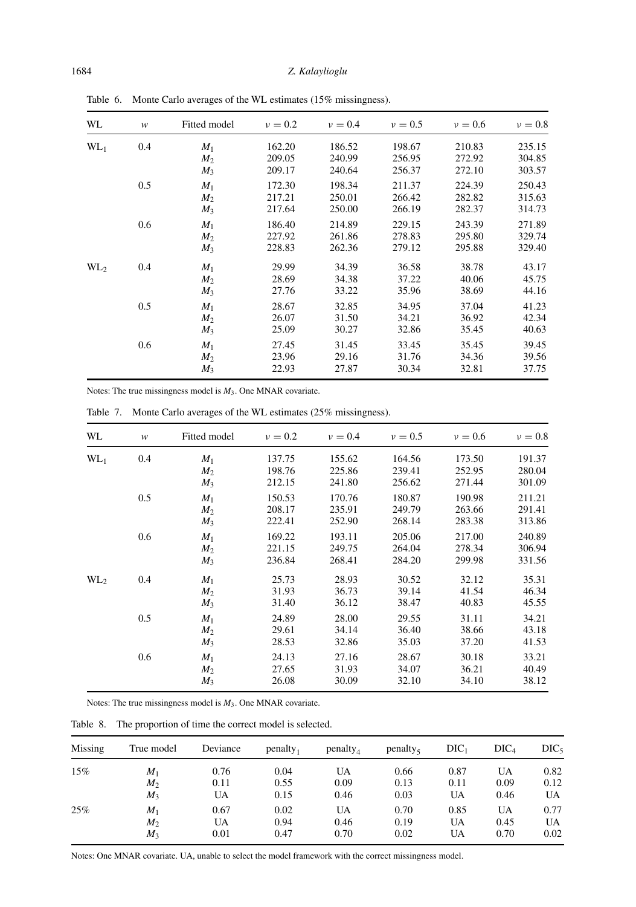Table 6. Monte Carlo averages of the WL estimates (15% missingness).

| WL | $w$ | Fitted model | $\nu = 0.2$ | $\nu = 0.4$ | $\nu = 0.5$ | $\nu = 0.6$ | $\nu = 0.8$ |
|---|---|---|---|---|---|---|---|
| $WL_1$ | 0.4 | $M_1$ | 162.20 | 186.52 | 198.67 | 210.83 | 235.15 |
| | | $M_2$ | 209.05 | 240.99 | 256.95 | 272.92 | 304.85 |
| | | $M_3$ | 209.17 | 240.64 | 256.37 | 272.10 | 303.57 |
| | 0.5 | $M_1$ | 172.30 | 198.34 | 211.37 | 224.39 | 250.43 |
| | | $M_2$ | 217.21 | 250.01 | 266.42 | 282.82 | 315.63 |
| | | $M_3$ | 217.64 | 250.00 | 266.19 | 282.37 | 314.73 |
| | 0.6 | $M_1$ | 186.40 | 214.89 | 229.15 | 243.39 | 271.89 |
| | | $M_2$ | 227.92 | 261.86 | 278.83 | 295.80 | 329.74 |
| | | $M_3$ | 228.83 | 262.36 | 279.12 | 295.88 | 329.40 |
| $WL_2$ | 0.4 | $M_1$ | 29.99 | 34.39 | 36.58 | 38.78 | 43.17 |
| | | $M_2$ | 28.69 | 34.38 | 37.22 | 40.06 | 45.75 |
| | | $M_3$ | 27.76 | 33.22 | 35.96 | 38.69 | 44.16 |
| | 0.5 | $M_1$ | 28.67 | 32.85 | 34.95 | 37.04 | 41.23 |
| | | $M_2$ | 26.07 | 31.50 | 34.21 | 36.92 | 42.34 |
| | | $M_3$ | 25.09 | 30.27 | 32.86 | 35.45 | 40.63 |
| | 0.6 | $M_1$ | 27.45 | 31.45 | 33.45 | 35.45 | 39.45 |
| | | $M_2$ | 23.96 | 29.16 | 31.76 | 34.36 | 39.56 |
| | | $M_3$ | 22.93 | 27.87 | 30.34 | 32.81 | 37.75 |

Notes: The true missingness model is $M_3$. One MNAR covariate.

Table 7. Monte Carlo averages of the WL estimates (25% missingness).

| WL | $w$ | Fitted model | $\nu = 0.2$ | $\nu = 0.4$ | $\nu = 0.5$ | $\nu = 0.6$ | $\nu = 0.8$ |
|---|---|---|---|---|---|---|---|
| $WL_1$ | 0.4 | $M_1$ | 137.75 | 155.62 | 164.56 | 173.50 | 191.37 |
| | | $M_2$ | 198.76 | 225.86 | 239.41 | 252.95 | 280.04 |
| | | $M_3$ | 212.15 | 241.80 | 256.62 | 271.44 | 301.09 |
| | 0.5 | $M_1$ | 150.53 | 170.76 | 180.87 | 190.98 | 211.21 |
| | | $M_2$ | 208.17 | 235.91 | 249.79 | 263.66 | 291.41 |
| | | $M_3$ | 222.41 | 252.90 | 268.14 | 283.38 | 313.86 |
| | 0.6 | $M_1$ | 169.22 | 193.11 | 205.06 | 217.00 | 240.89 |
| | | $M_2$ | 221.15 | 249.75 | 264.04 | 278.34 | 306.94 |
| | | $M_3$ | 236.84 | 268.41 | 284.20 | 299.98 | 331.56 |
| $WL_2$ | 0.4 | $M_1$ | 25.73 | 28.93 | 30.52 | 32.12 | 35.31 |
| | | $M_2$ | 31.93 | 36.73 | 39.14 | 41.54 | 46.34 |
| | | $M_3$ | 31.40 | 36.12 | 38.47 | 40.83 | 45.55 |
| | 0.5 | $M_1$ | 24.89 | 28.00 | 29.55 | 31.11 | 34.21 |
| | | $M_2$ | 29.61 | 34.14 | 36.40 | 38.66 | 43.18 |
| | | $M_3$ | 28.53 | 32.86 | 35.03 | 37.20 | 41.53 |
| | 0.6 | $M_1$ | 24.13 | 27.16 | 28.67 | 30.18 | 33.21 |
| | | $M_2$ | 27.65 | 31.93 | 34.07 | 36.21 | 40.49 |
| | | $M_3$ | 26.08 | 30.09 | 32.10 | 34.10 | 38.12 |

Notes: The true missingness model is $M_3$. One MNAR covariate.

Table 8. The proportion of time the correct model is selected.

| Missing | True model | Deviance | $\text{penalty}_1$ | $\text{penalty}_4$ | $\text{penalty}_5$ | $\text{DIC}_1$ | $\text{DIC}_4$ | $\text{DIC}_5$ |
|---|---|---|---|---|---|---|---|---|
| 15% | $M_1$ | 0.76 | 0.04 | UA | 0.66 | 0.87 | UA | 0.82 |
| | $M_2$ | 0.11 | 0.55 | 0.09 | 0.13 | 0.11 | 0.09 | 0.12 |
| | $M_3$ | UA | 0.15 | 0.46 | 0.03 | UA | 0.46 | UA |
| 25% | $M_1$ | 0.67 | 0.02 | UA | 0.70 | 0.85 | UA | 0.77 |
| | $M_2$ | UA | 0.94 | 0.46 | 0.19 | UA | 0.45 | UA |
| | $M_3$ | 0.01 | 0.47 | 0.70 | 0.02 | UA | 0.70 | 0.02 |

Notes: One MNAR covariate. UA, unable to select the model framework with the correct missingness model.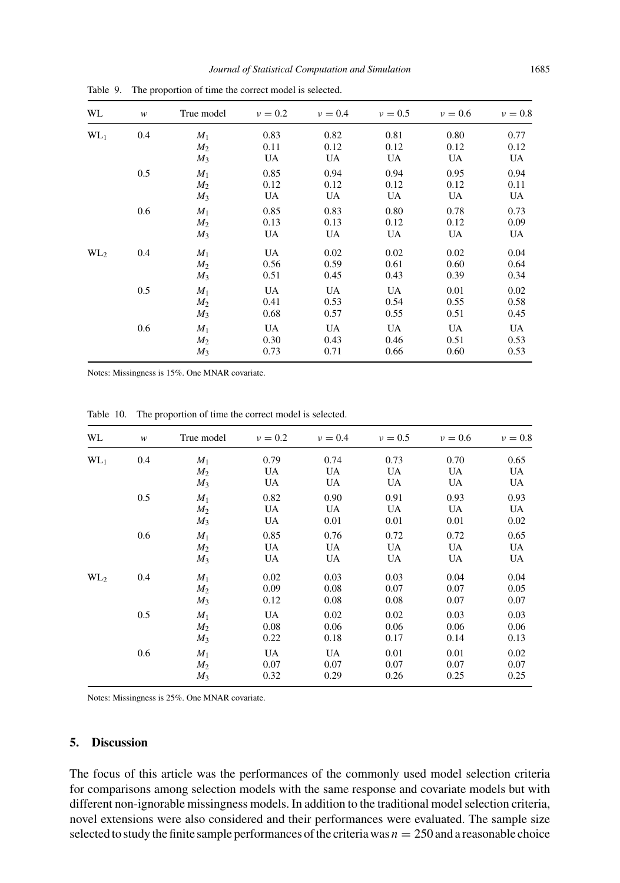Table 9. The proportion of time the correct model is selected.

| WL | $w$ | True model | $\nu = 0.2$ | $\nu = 0.4$ | $\nu = 0.5$ | $\nu = 0.6$ | $\nu = 0.8$ |
|---|---|---|---|---|---|---|---|
| $WL_1$ | 0.4 | $M_1$ | 0.83 | 0.82 | 0.81 | 0.80 | 0.77 |
| | | $M_2$ | 0.11 | 0.12 | 0.12 | 0.12 | 0.12 |
| | | $M_3$ | UA | UA | UA | UA | UA |
| | 0.5 | $M_1$ | 0.85 | 0.94 | 0.94 | 0.95 | 0.94 |
| | | $M_2$ | 0.12 | 0.12 | 0.12 | 0.12 | 0.11 |
| | | $M_3$ | UA | UA | UA | UA | UA |
| | 0.6 | $M_1$ | 0.85 | 0.83 | 0.80 | 0.78 | 0.73 |
| | | $M_2$ | 0.13 | 0.13 | 0.12 | 0.12 | 0.09 |
| | | $M_3$ | UA | UA | UA | UA | UA |
| $WL_2$ | 0.4 | $M_1$ | UA | 0.02 | 0.02 | 0.02 | 0.04 |
| | | $M_2$ | 0.56 | 0.59 | 0.61 | 0.60 | 0.64 |
| | | $M_3$ | 0.51 | 0.45 | 0.43 | 0.39 | 0.34 |
| | 0.5 | $M_1$ | UA | UA | UA | 0.01 | 0.02 |
| | | $M_2$ | 0.41 | 0.53 | 0.54 | 0.55 | 0.58 |
| | | $M_3$ | 0.68 | 0.57 | 0.55 | 0.51 | 0.45 |
| | 0.6 | $M_1$ | UA | UA | UA | UA | UA |
| | | $M_2$ | 0.30 | 0.43 | 0.46 | 0.51 | 0.53 |
| | | $M_3$ | 0.73 | 0.71 | 0.66 | 0.60 | 0.53 |

Notes: Missingness is 15%. One MNAR covariate.

Table 10. The proportion of time the correct model is selected.

| WL | $w$ | True model | $\nu = 0.2$ | $\nu = 0.4$ | $\nu = 0.5$ | $\nu = 0.6$ | $\nu = 0.8$ |
|---|---|---|---|---|---|---|---|
| $WL_1$ | 0.4 | $M_1$ | 0.79 | 0.74 | 0.73 | 0.70 | 0.65 |
| | | $M_2$ | UA | UA | UA | UA | UA |
| | | $M_3$ | UA | UA | UA | UA | UA |
| | 0.5 | $M_1$ | 0.82 | 0.90 | 0.91 | 0.93 | 0.93 |
| | | $M_2$ | UA | UA | UA | UA | UA |
| | | $M_3$ | UA | 0.01 | 0.01 | 0.01 | 0.02 |
| | 0.6 | $M_1$ | 0.85 | 0.76 | 0.72 | 0.72 | 0.65 |
| | | $M_2$ | UA | UA | UA | UA | UA |
| | | $M_3$ | UA | UA | UA | UA | UA |
| $WL_2$ | 0.4 | $M_1$ | 0.02 | 0.03 | 0.03 | 0.04 | 0.04 |
| | | $M_2$ | 0.09 | 0.08 | 0.07 | 0.07 | 0.05 |
| | | $M_3$ | 0.12 | 0.08 | 0.08 | 0.07 | 0.07 |
| | 0.5 | $M_1$ | UA | 0.02 | 0.02 | 0.03 | 0.03 |
| | | $M_2$ | 0.08 | 0.06 | 0.06 | 0.06 | 0.06 |
| | | $M_3$ | 0.22 | 0.18 | 0.17 | 0.14 | 0.13 |
| | 0.6 | $M_1$ | UA | UA | 0.01 | 0.01 | 0.02 |
| | | $M_2$ | 0.07 | 0.07 | 0.07 | 0.07 | 0.07 |
| | | $M_3$ | 0.32 | 0.29 | 0.26 | 0.25 | 0.25 |

Notes: Missingness is 25%. One MNAR covariate.

## 5. Discussion

The focus of this article was the performances of the commonly used model selection criteria for comparisons among selection models with the same response and covariate models but with different non-ignorable missingness models. In addition to the traditional model selection criteria, novel extensions were also considered and their performances were evaluated. The sample size selected to study the finite sample performances of the criteria was $n = 250$ and a reasonable choice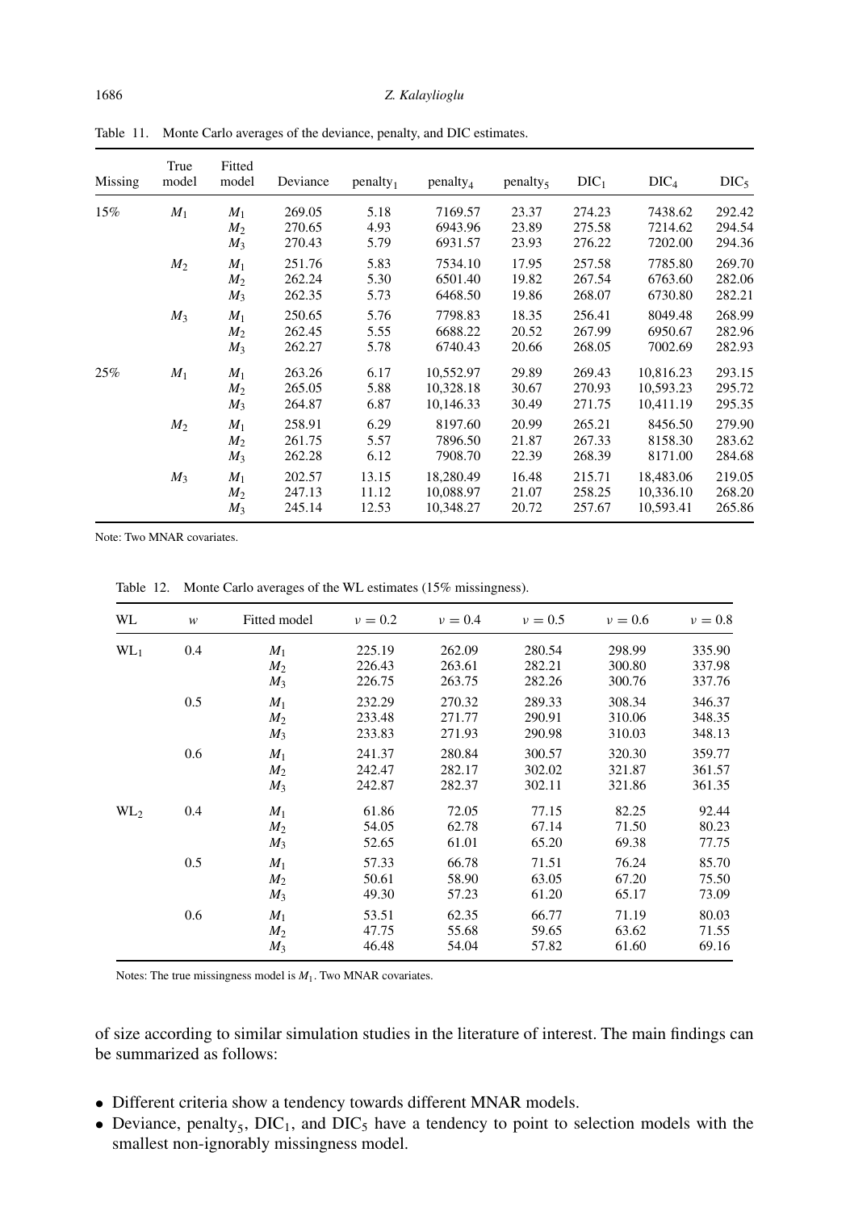Table 11. Monte Carlo averages of the deviance, penalty, and DIC estimates.

| Missing | True model | Fitted model | Deviance | penalty$_1$ | penalty$_4$ | penalty$_5$ | DIC$_1$ | DIC$_4$ | DIC$_5$ |
|---|---|---|---|---|---|---|---|---|---|
| 15% | $M_1$ | $M_1$ | 269.05 | 5.18 | 7169.57 | 23.37 | 274.23 | 7438.62 | 292.42 |
| | | $M_2$ | 270.65 | 4.93 | 6943.96 | 23.89 | 275.58 | 7214.62 | 294.54 |
| | | $M_3$ | 270.43 | 5.79 | 6931.57 | 23.93 | 276.22 | 7202.00 | 294.36 |
| | $M_2$ | $M_1$ | 251.76 | 5.83 | 7534.10 | 17.95 | 257.58 | 7785.80 | 269.70 |
| | | $M_2$ | 262.24 | 5.30 | 6501.40 | 19.82 | 267.54 | 6763.60 | 282.06 |
| | | $M_3$ | 262.35 | 5.73 | 6468.50 | 19.86 | 268.07 | 6730.80 | 282.21 |
| | $M_3$ | $M_1$ | 250.65 | 5.76 | 7798.83 | 18.35 | 256.41 | 8049.48 | 268.99 |
| | | $M_2$ | 262.45 | 5.55 | 6688.22 | 20.52 | 267.99 | 6950.67 | 282.96 |
| | | $M_3$ | 262.27 | 5.78 | 6740.43 | 20.66 | 268.05 | 7002.69 | 282.93 |
| 25% | $M_1$ | $M_1$ | 263.26 | 6.17 | 10,552.97 | 29.89 | 269.43 | 10,816.23 | 293.15 |
| | | $M_2$ | 265.05 | 5.88 | 10,328.18 | 30.67 | 270.93 | 10,593.23 | 295.72 |
| | | $M_3$ | 264.87 | 6.87 | 10,146.33 | 30.49 | 271.75 | 10,411.19 | 295.35 |
| | $M_2$ | $M_1$ | 258.91 | 6.29 | 8197.60 | 20.99 | 265.21 | 8456.50 | 279.90 |
| | | $M_2$ | 261.75 | 5.57 | 7896.50 | 21.87 | 267.33 | 8158.30 | 283.62 |
| | | $M_3$ | 262.28 | 6.12 | 7908.70 | 22.39 | 268.39 | 8171.00 | 284.68 |
| | $M_3$ | $M_1$ | 202.57 | 13.15 | 18,280.49 | 16.48 | 215.71 | 18,483.06 | 219.05 |
| | | $M_2$ | 247.13 | 11.12 | 10,088.97 | 21.07 | 258.25 | 10,336.10 | 268.20 |
| | | $M_3$ | 245.14 | 12.53 | 10,348.27 | 20.72 | 257.67 | 10,593.41 | 265.86 |

Note: Two MNAR covariates.

Table 12. Monte Carlo averages of the WL estimates (15% missingness).

| WL | $w$ | Fitted model | $\nu = 0.2$ | $\nu = 0.4$ | $\nu = 0.5$ | $\nu = 0.6$ | $\nu = 0.8$ |
|---|---|---|---|---|---|---|---|
| WL$_1$ | 0.4 | $M_1$ | 225.19 | 262.09 | 280.54 | 298.99 | 335.90 |
| | | $M_2$ | 226.43 | 263.61 | 282.21 | 300.80 | 337.98 |
| | | $M_3$ | 226.75 | 263.75 | 282.26 | 300.76 | 337.76 |
| | 0.5 | $M_1$ | 232.29 | 270.32 | 289.33 | 308.34 | 346.37 |
| | | $M_2$ | 233.48 | 271.77 | 290.91 | 310.06 | 348.35 |
| | | $M_3$ | 233.83 | 271.93 | 290.98 | 310.03 | 348.13 |
| | 0.6 | $M_1$ | 241.37 | 280.84 | 300.57 | 320.30 | 359.77 |
| | | $M_2$ | 242.47 | 282.17 | 302.02 | 321.87 | 361.57 |
| | | $M_3$ | 242.87 | 282.37 | 302.11 | 321.86 | 361.35 |
| WL$_2$ | 0.4 | $M_1$ | 61.86 | 72.05 | 77.15 | 82.25 | 92.44 |
| | | $M_2$ | 54.05 | 62.78 | 67.14 | 71.50 | 80.23 |
| | | $M_3$ | 52.65 | 61.01 | 65.20 | 69.38 | 77.75 |
| | 0.5 | $M_1$ | 57.33 | 66.78 | 71.51 | 76.24 | 85.70 |
| | | $M_2$ | 50.61 | 58.90 | 63.05 | 67.20 | 75.50 |
| | | $M_3$ | 49.30 | 57.23 | 61.20 | 65.17 | 73.09 |
| | 0.6 | $M_1$ | 53.51 | 62.35 | 66.77 | 71.19 | 80.03 |
| | | $M_2$ | 47.75 | 55.68 | 59.65 | 63.62 | 71.55 |
| | | $M_3$ | 46.48 | 54.04 | 57.82 | 61.60 | 69.16 |

Notes: The true missingness model is $M_1$. Two MNAR covariates.

of size according to similar simulation studies in the literature of interest. The main findings can be summarized as follows:

- Different criteria show a tendency towards different MNAR models.
- Deviance, penalty$_5$, DIC$_1$, and DIC$_5$ have a tendency to point to selection models with the smallest non-ignorably missingness model.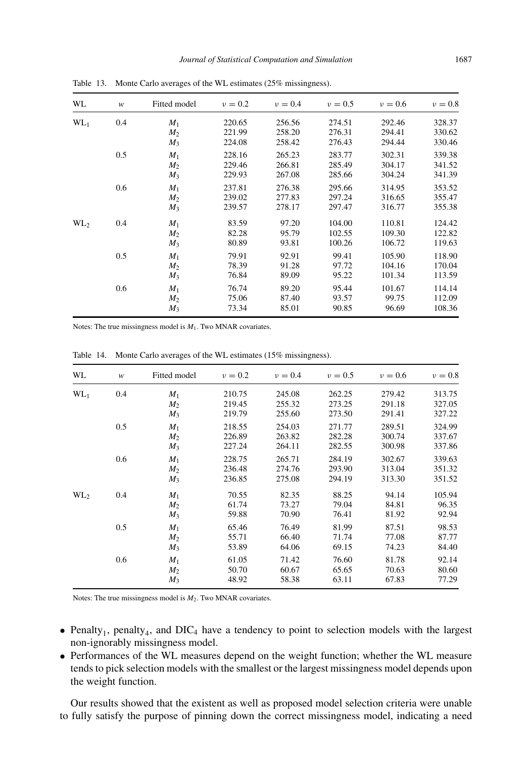Table 13. Monte Carlo averages of the WL estimates (25% missingness).

| WL | $w$ | Fitted model | $\nu = 0.2$ | $\nu = 0.4$ | $\nu = 0.5$ | $\nu = 0.6$ | $\nu = 0.8$ |
|---|---|---|---|---|---|---|---|
| $WL_1$ | 0.4 | $M_1$ | 220.65 | 256.56 | 274.51 | 292.46 | 328.37 |
| | | $M_2$ | 221.99 | 258.20 | 276.31 | 294.41 | 330.62 |
| | | $M_3$ | 224.08 | 258.42 | 276.43 | 294.44 | 330.46 |
| | 0.5 | $M_1$ | 228.16 | 265.23 | 283.77 | 302.31 | 339.38 |
| | | $M_2$ | 229.46 | 266.81 | 285.49 | 304.17 | 341.52 |
| | | $M_3$ | 229.93 | 267.08 | 285.66 | 304.24 | 341.39 |
| | 0.6 | $M_1$ | 237.81 | 276.38 | 295.66 | 314.95 | 353.52 |
| | | $M_2$ | 239.02 | 277.83 | 297.24 | 316.65 | 355.47 |
| | | $M_3$ | 239.57 | 278.17 | 297.47 | 316.77 | 355.38 |
| $WL_2$ | 0.4 | $M_1$ | 83.59 | 97.20 | 104.00 | 110.81 | 124.42 |
| | | $M_2$ | 82.28 | 95.79 | 102.55 | 109.30 | 122.82 |
| | | $M_3$ | 80.89 | 93.81 | 100.26 | 106.72 | 119.63 |
| | 0.5 | $M_1$ | 79.91 | 92.91 | 99.41 | 105.90 | 118.90 |
| | | $M_2$ | 78.39 | 91.28 | 97.72 | 104.16 | 170.04 |
| | | $M_3$ | 76.84 | 89.09 | 95.22 | 101.34 | 113.59 |
| | 0.6 | $M_1$ | 76.74 | 89.20 | 95.44 | 101.67 | 114.14 |
| | | $M_2$ | 75.06 | 87.40 | 93.57 | 99.75 | 112.09 |
| | | $M_3$ | 73.34 | 85.01 | 90.85 | 96.69 | 108.36 |

Notes: The true missingness model is $M_1$. Two MNAR covariates.

Table 14. Monte Carlo averages of the WL estimates (15% missingness).

| WL | $w$ | Fitted model | $\nu = 0.2$ | $\nu = 0.4$ | $\nu = 0.5$ | $\nu = 0.6$ | $\nu = 0.8$ |
|---|---|---|---|---|---|---|---|
| $WL_1$ | 0.4 | $M_1$ | 210.75 | 245.08 | 262.25 | 279.42 | 313.75 |
| | | $M_2$ | 219.45 | 255.32 | 273.25 | 291.18 | 327.05 |
| | | $M_3$ | 219.79 | 255.60 | 273.50 | 291.41 | 327.22 |
| | 0.5 | $M_1$ | 218.55 | 254.03 | 271.77 | 289.51 | 324.99 |
| | | $M_2$ | 226.89 | 263.82 | 282.28 | 300.74 | 337.67 |
| | | $M_3$ | 227.24 | 264.11 | 282.55 | 300.98 | 337.86 |
| | 0.6 | $M_1$ | 228.75 | 265.71 | 284.19 | 302.67 | 339.63 |
| | | $M_2$ | 236.48 | 274.76 | 293.90 | 313.04 | 351.32 |
| | | $M_3$ | 236.85 | 275.08 | 294.19 | 313.30 | 351.52 |
| $WL_2$ | 0.4 | $M_1$ | 70.55 | 82.35 | 88.25 | 94.14 | 105.94 |
| | | $M_2$ | 61.74 | 73.27 | 79.04 | 84.81 | 96.35 |
| | | $M_3$ | 59.88 | 70.90 | 76.41 | 81.92 | 92.94 |
| | 0.5 | $M_1$ | 65.46 | 76.49 | 81.99 | 87.51 | 98.53 |
| | | $M_2$ | 55.71 | 66.40 | 71.74 | 77.08 | 87.77 |
| | | $M_3$ | 53.89 | 64.06 | 69.15 | 74.23 | 84.40 |
| | 0.6 | $M_1$ | 61.05 | 71.42 | 76.60 | 81.78 | 92.14 |
| | | $M_2$ | 50.70 | 60.67 | 65.65 | 70.63 | 80.60 |
| | | $M_3$ | 48.92 | 58.38 | 63.11 | 67.83 | 77.29 |

Notes: The true missingness model is $M_2$. Two MNAR covariates.

- $\text{Penalty}_1$, $\text{penalty}_4$, and $\text{DIC}_4$ have a tendency to point to selection models with the largest non-ignorably missingness model.
- Performances of the WL measures depend on the weight function; whether the WL measure tends to pick selection models with the smallest or the largest missingness model depends upon the weight function.

Our results showed that the existent as well as proposed model selection criteria were unable to fully satisfy the purpose of pinning down the correct missingness model, indicating a need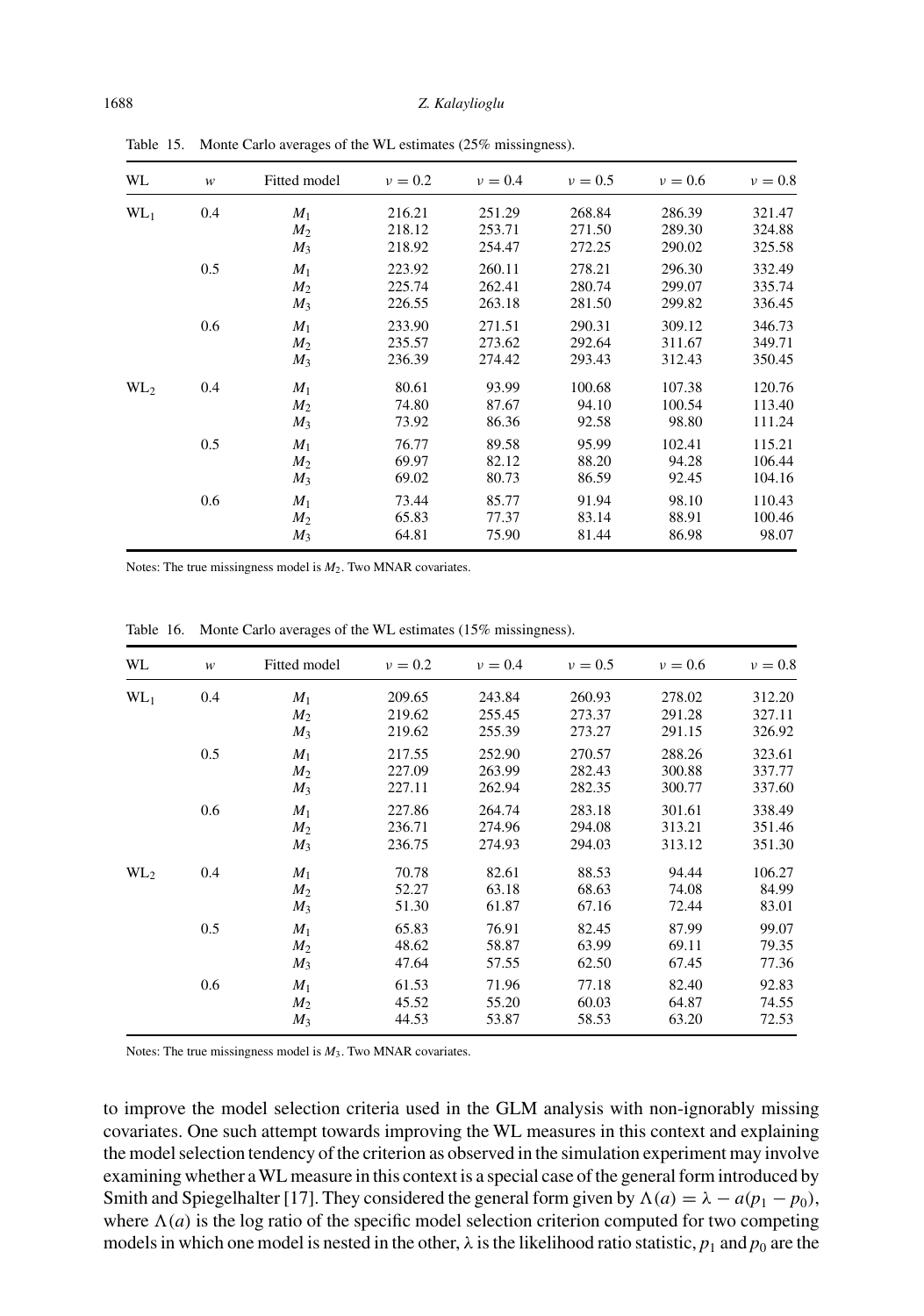Table 15. Monte Carlo averages of the WL estimates (25% missingness).

| WL | $w$ | Fitted model | $\nu = 0.2$ | $\nu = 0.4$ | $\nu = 0.5$ | $\nu = 0.6$ | $\nu = 0.8$ |
|---|---|---|---|---|---|---|---|
| $WL_1$ | 0.4 | $M_1$ | 216.21 | 251.29 | 268.84 | 286.39 | 321.47 |
| | | $M_2$ | 218.12 | 253.71 | 271.50 | 289.30 | 324.88 |
| | | $M_3$ | 218.92 | 254.47 | 272.25 | 290.02 | 325.58 |
| | 0.5 | $M_1$ | 223.92 | 260.11 | 278.21 | 296.30 | 332.49 |
| | | $M_2$ | 225.74 | 262.41 | 280.74 | 299.07 | 335.74 |
| | | $M_3$ | 226.55 | 263.18 | 281.50 | 299.82 | 336.45 |
| | 0.6 | $M_1$ | 233.90 | 271.51 | 290.31 | 309.12 | 346.73 |
| | | $M_2$ | 235.57 | 273.62 | 292.64 | 311.67 | 349.71 |
| | | $M_3$ | 236.39 | 274.42 | 293.43 | 312.43 | 350.45 |
| $WL_2$ | 0.4 | $M_1$ | 80.61 | 93.99 | 100.68 | 107.38 | 120.76 |
| | | $M_2$ | 74.80 | 87.67 | 94.10 | 100.54 | 113.40 |
| | | $M_3$ | 73.92 | 86.36 | 92.58 | 98.80 | 111.24 |
| | 0.5 | $M_1$ | 76.77 | 89.58 | 95.99 | 102.41 | 115.21 |
| | | $M_2$ | 69.97 | 82.12 | 88.20 | 94.28 | 106.44 |
| | | $M_3$ | 69.02 | 80.73 | 86.59 | 92.45 | 104.16 |
| | 0.6 | $M_1$ | 73.44 | 85.77 | 91.94 | 98.10 | 110.43 |
| | | $M_2$ | 65.83 | 77.37 | 83.14 | 88.91 | 100.46 |
| | | $M_3$ | 64.81 | 75.90 | 81.44 | 86.98 | 98.07 |

Notes: The true missingness model is $M_2$. Two MNAR covariates.

Table 16. Monte Carlo averages of the WL estimates (15% missingness).

| WL | $w$ | Fitted model | $\nu = 0.2$ | $\nu = 0.4$ | $\nu = 0.5$ | $\nu = 0.6$ | $\nu = 0.8$ |
|---|---|---|---|---|---|---|---|
| $WL_1$ | 0.4 | $M_1$ | 209.65 | 243.84 | 260.93 | 278.02 | 312.20 |
| | | $M_2$ | 219.62 | 255.45 | 273.37 | 291.28 | 327.11 |
| | | $M_3$ | 219.62 | 255.39 | 273.27 | 291.15 | 326.92 |
| | 0.5 | $M_1$ | 217.55 | 252.90 | 270.57 | 288.26 | 323.61 |
| | | $M_2$ | 227.09 | 263.99 | 282.43 | 300.88 | 337.77 |
| | | $M_3$ | 227.11 | 262.94 | 282.35 | 300.77 | 337.60 |
| | 0.6 | $M_1$ | 227.86 | 264.74 | 283.18 | 301.61 | 338.49 |
| | | $M_2$ | 236.71 | 274.96 | 294.08 | 313.21 | 351.46 |
| | | $M_3$ | 236.75 | 274.93 | 294.03 | 313.12 | 351.30 |
| $WL_2$ | 0.4 | $M_1$ | 70.78 | 82.61 | 88.53 | 94.44 | 106.27 |
| | | $M_2$ | 52.27 | 63.18 | 68.63 | 74.08 | 84.99 |
| | | $M_3$ | 51.30 | 61.87 | 67.16 | 72.44 | 83.01 |
| | 0.5 | $M_1$ | 65.83 | 76.91 | 82.45 | 87.99 | 99.07 |
| | | $M_2$ | 48.62 | 58.87 | 63.99 | 69.11 | 79.35 |
| | | $M_3$ | 47.64 | 57.55 | 62.50 | 67.45 | 77.36 |
| | 0.6 | $M_1$ | 61.53 | 71.96 | 77.18 | 82.40 | 92.83 |
| | | $M_2$ | 45.52 | 55.20 | 60.03 | 64.87 | 74.55 |
| | | $M_3$ | 44.53 | 53.87 | 58.53 | 63.20 | 72.53 |

Notes: The true missingness model is $M_3$. Two MNAR covariates.

to improve the model selection criteria used in the GLM analysis with non-ignorably missing covariates. One such attempt towards improving the WL measures in this context and explaining the model selection tendency of the criterion as observed in the simulation experiment may involve examining whether a WL measure in this context is a special case of the general form introduced by Smith and Spiegelhalter [17]. They considered the general form given by $\Lambda(a) = \lambda - a(p_1 - p_0)$, where $\Lambda(a)$ is the log ratio of the specific model selection criterion computed for two competing models in which one model is nested in the other, $\lambda$ is the likelihood ratio statistic, $p_1$ and $p_0$ are the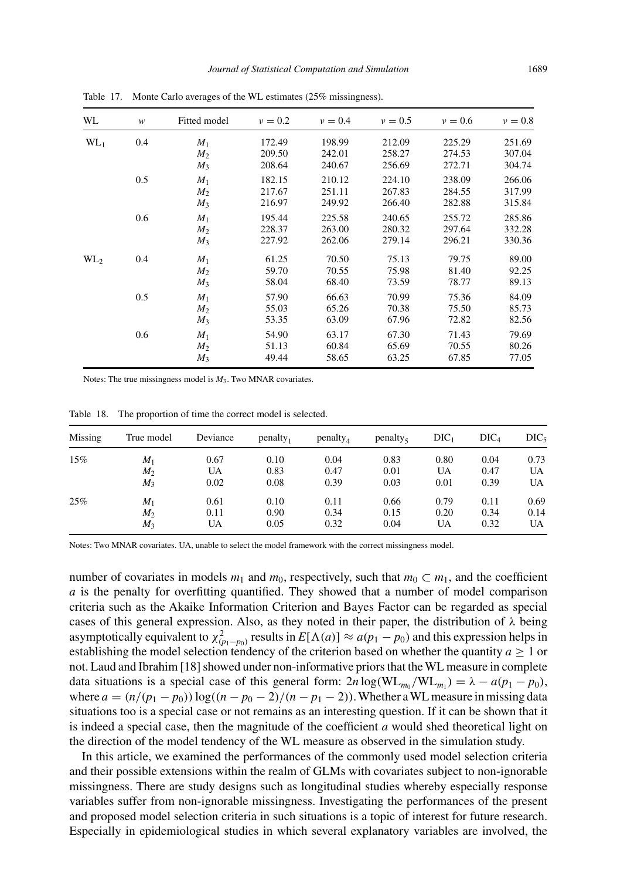Table 17. Monte Carlo averages of the WL estimates (25% missingness).

| WL | $w$ | Fitted model | $\nu = 0.2$ | $\nu = 0.4$ | $\nu = 0.5$ | $\nu = 0.6$ | $\nu = 0.8$ |
|---|---|---|---|---|---|---|---|
| $\text{WL}_1$ | 0.4 | $M_1$ | 172.49 | 198.99 | 212.09 | 225.29 | 251.69 |
| | | $M_2$ | 209.50 | 242.01 | 258.27 | 274.53 | 307.04 |
| | | $M_3$ | 208.64 | 240.67 | 256.69 | 272.71 | 304.74 |
| | 0.5 | $M_1$ | 182.15 | 210.12 | 224.10 | 238.09 | 266.06 |
| | | $M_2$ | 217.67 | 251.11 | 267.83 | 284.55 | 317.99 |
| | | $M_3$ | 216.97 | 249.92 | 266.40 | 282.88 | 315.84 |
| | 0.6 | $M_1$ | 195.44 | 225.58 | 240.65 | 255.72 | 285.86 |
| | | $M_2$ | 228.37 | 263.00 | 280.32 | 297.64 | 332.28 |
| | | $M_3$ | 227.92 | 262.06 | 279.14 | 296.21 | 330.36 |
| $\text{WL}_2$ | 0.4 | $M_1$ | 61.25 | 70.50 | 75.13 | 79.75 | 89.00 |
| | | $M_2$ | 59.70 | 70.55 | 75.98 | 81.40 | 92.25 |
| | | $M_3$ | 58.04 | 68.40 | 73.59 | 78.77 | 89.13 |
| | 0.5 | $M_1$ | 57.90 | 66.63 | 70.99 | 75.36 | 84.09 |
| | | $M_2$ | 55.03 | 65.26 | 70.38 | 75.50 | 85.73 |
| | | $M_3$ | 53.35 | 63.09 | 67.96 | 72.82 | 82.56 |
| | 0.6 | $M_1$ | 54.90 | 63.17 | 67.30 | 71.43 | 79.69 |
| | | $M_2$ | 51.13 | 60.84 | 65.69 | 70.55 | 80.26 |
| | | $M_3$ | 49.44 | 58.65 | 63.25 | 67.85 | 77.05 |

Notes: The true missingness model is $M_3$. Two MNAR covariates.

Table 18. The proportion of time the correct model is selected.

| Missing | True model | Deviance | $\text{penalty}_1$ | $\text{penalty}_4$ | $\text{penalty}_5$ | $\text{DIC}_1$ | $\text{DIC}_4$ | $\text{DIC}_5$ |
|---|---|---|---|---|---|---|---|---|
| 15% | $M_1$ | 0.67 | 0.10 | 0.04 | 0.83 | 0.80 | 0.04 | 0.73 |
| | $M_2$ | UA | 0.83 | 0.47 | 0.01 | UA | 0.47 | UA |
| | $M_3$ | 0.02 | 0.08 | 0.39 | 0.03 | 0.01 | 0.39 | UA |
| 25% | $M_1$ | 0.61 | 0.10 | 0.11 | 0.66 | 0.79 | 0.11 | 0.69 |
| | $M_2$ | 0.11 | 0.90 | 0.34 | 0.15 | 0.20 | 0.34 | 0.14 |
| | $M_3$ | UA | 0.05 | 0.32 | 0.04 | UA | 0.32 | UA |

Notes: Two MNAR covariates. UA, unable to select the model framework with the correct missingness model.

number of covariates in models $m_1$ and $m_0$, respectively, such that $m_0 \subset m_1$, and the coefficient $a$ is the penalty for overfitting quantified. They showed that a number of model comparison criteria such as the Akaike Information Criterion and Bayes Factor can be regarded as special cases of this general expression. Also, as they noted in their paper, the distribution of $\lambda$ being asymptotically equivalent to $\chi^2_{(p_1-p_0)}$ results in $E[\Lambda(a)] \approx a(p_1 - p_0)$ and this expression helps in establishing the model selection tendency of the criterion based on whether the quantity $a \geq 1$ or not. Laud and Ibrahim [18] showed under non-informative priors that the WL measure in complete data situations is a special case of this general form: $2n \log(\text{WL}_{m_0}/\text{WL}_{m_1}) = \lambda - a(p_1 - p_0)$, where $a = (n/(p_1 - p_0)) \log((n - p_0 - 2)/(n - p_1 - 2))$. Whether a WL measure in missing data situations too is a special case or not remains as an interesting question. If it can be shown that it is indeed a special case, then the magnitude of the coefficient $a$ would shed theoretical light on the direction of the model tendency of the WL measure as observed in the simulation study.

In this article, we examined the performances of the commonly used model selection criteria and their possible extensions within the realm of GLMs with covariates subject to non-ignorable missingness. There are study designs such as longitudinal studies whereby especially response variables suffer from non-ignorable missingness. Investigating the performances of the present and proposed model selection criteria in such situations is a topic of interest for future research. Especially in epidemiological studies in which several explanatory variables are involved, the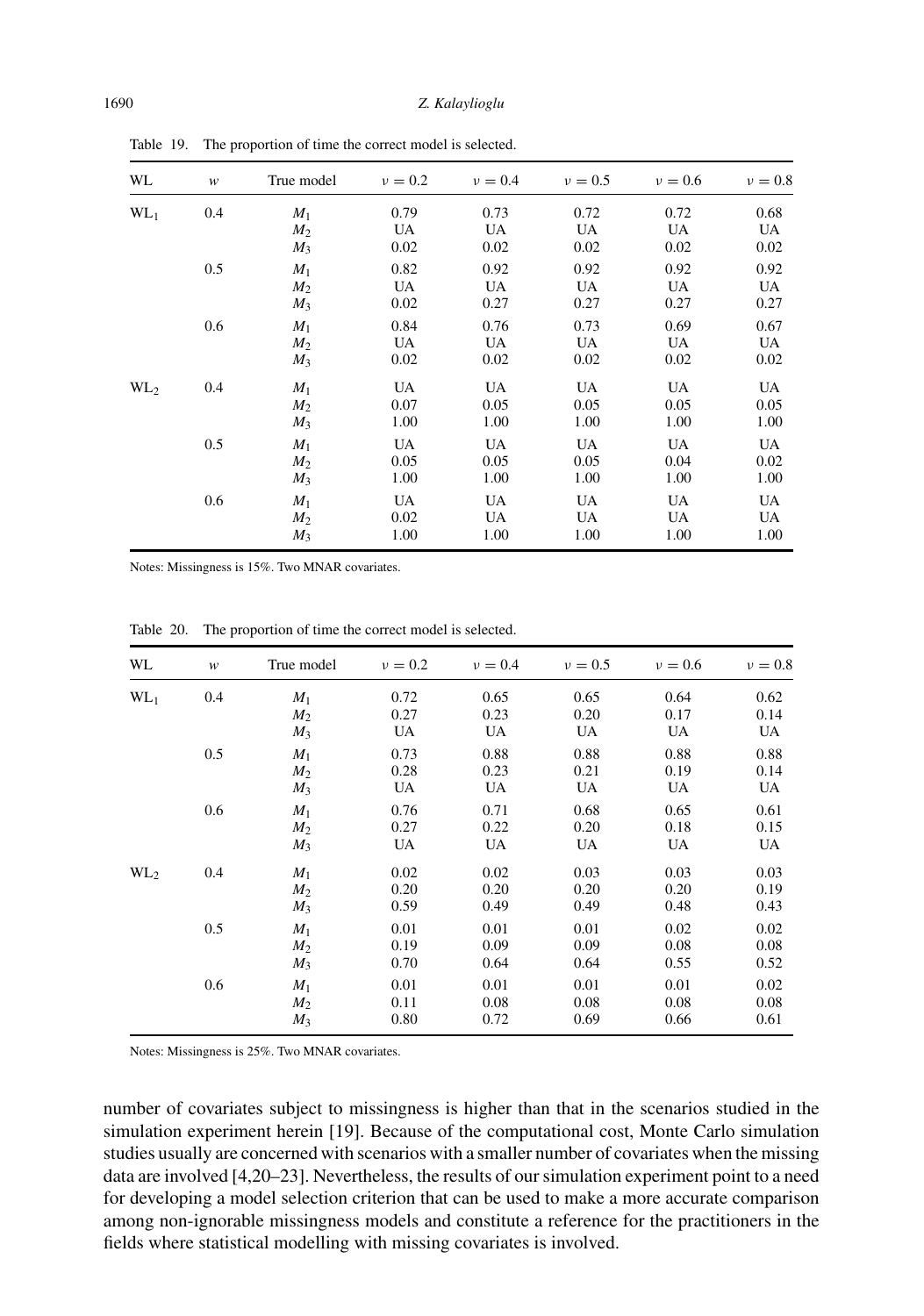Table 19. The proportion of time the correct model is selected.

| WL | $w$ | True model | $\nu = 0.2$ | $\nu = 0.4$ | $\nu = 0.5$ | $\nu = 0.6$ | $\nu = 0.8$ |
|---|---|---|---|---|---|---|---|
| $WL_1$ | 0.4 | $M_1$ | 0.79 | 0.73 | 0.72 | 0.72 | 0.68 |
| | | $M_2$ | UA | UA | UA | UA | UA |
| | | $M_3$ | 0.02 | 0.02 | 0.02 | 0.02 | 0.02 |
| | 0.5 | $M_1$ | 0.82 | 0.92 | 0.92 | 0.92 | 0.92 |
| | | $M_2$ | UA | UA | UA | UA | UA |
| | | $M_3$ | 0.02 | 0.27 | 0.27 | 0.27 | 0.27 |
| | 0.6 | $M_1$ | 0.84 | 0.76 | 0.73 | 0.69 | 0.67 |
| | | $M_2$ | UA | UA | UA | UA | UA |
| | | $M_3$ | 0.02 | 0.02 | 0.02 | 0.02 | 0.02 |
| $WL_2$ | 0.4 | $M_1$ | UA | UA | UA | UA | UA |
| | | $M_2$ | 0.07 | 0.05 | 0.05 | 0.05 | 0.05 |
| | | $M_3$ | 1.00 | 1.00 | 1.00 | 1.00 | 1.00 |
| | 0.5 | $M_1$ | UA | UA | UA | UA | UA |
| | | $M_2$ | 0.05 | 0.05 | 0.05 | 0.04 | 0.02 |
| | | $M_3$ | 1.00 | 1.00 | 1.00 | 1.00 | 1.00 |
| | 0.6 | $M_1$ | UA | UA | UA | UA | UA |
| | | $M_2$ | 0.02 | UA | UA | UA | UA |
| | | $M_3$ | 1.00 | 1.00 | 1.00 | 1.00 | 1.00 |

Notes: Missingness is 15%. Two MNAR covariates.

Table 20. The proportion of time the correct model is selected.

| WL | $w$ | True model | $\nu = 0.2$ | $\nu = 0.4$ | $\nu = 0.5$ | $\nu = 0.6$ | $\nu = 0.8$ |
|---|---|---|---|---|---|---|---|
| $WL_1$ | 0.4 | $M_1$ | 0.72 | 0.65 | 0.65 | 0.64 | 0.62 |
| | | $M_2$ | 0.27 | 0.23 | 0.20 | 0.17 | 0.14 |
| | | $M_3$ | UA | UA | UA | UA | UA |
| | 0.5 | $M_1$ | 0.73 | 0.88 | 0.88 | 0.88 | 0.88 |
| | | $M_2$ | 0.28 | 0.23 | 0.21 | 0.19 | 0.14 |
| | | $M_3$ | UA | UA | UA | UA | UA |
| | 0.6 | $M_1$ | 0.76 | 0.71 | 0.68 | 0.65 | 0.61 |
| | | $M_2$ | 0.27 | 0.22 | 0.20 | 0.18 | 0.15 |
| | | $M_3$ | UA | UA | UA | UA | UA |
| $WL_2$ | 0.4 | $M_1$ | 0.02 | 0.02 | 0.03 | 0.03 | 0.03 |
| | | $M_2$ | 0.20 | 0.20 | 0.20 | 0.20 | 0.19 |
| | | $M_3$ | 0.59 | 0.49 | 0.49 | 0.48 | 0.43 |
| | 0.5 | $M_1$ | 0.01 | 0.01 | 0.01 | 0.02 | 0.02 |
| | | $M_2$ | 0.19 | 0.09 | 0.09 | 0.08 | 0.08 |
| | | $M_3$ | 0.70 | 0.64 | 0.64 | 0.55 | 0.52 |
| | 0.6 | $M_1$ | 0.01 | 0.01 | 0.01 | 0.01 | 0.02 |
| | | $M_2$ | 0.11 | 0.08 | 0.08 | 0.08 | 0.08 |
| | | $M_3$ | 0.80 | 0.72 | 0.69 | 0.66 | 0.61 |

Notes: Missingness is 25%. Two MNAR covariates.

number of covariates subject to missingness is higher than that in the scenarios studied in the simulation experiment herein [19]. Because of the computational cost, Monte Carlo simulation studies usually are concerned with scenarios with a smaller number of covariates when the missing data are involved [4,20–23]. Nevertheless, the results of our simulation experiment point to a need for developing a model selection criterion that can be used to make a more accurate comparison among non-ignorable missingness models and constitute a reference for the practitioners in the fields where statistical modelling with missing covariates is involved.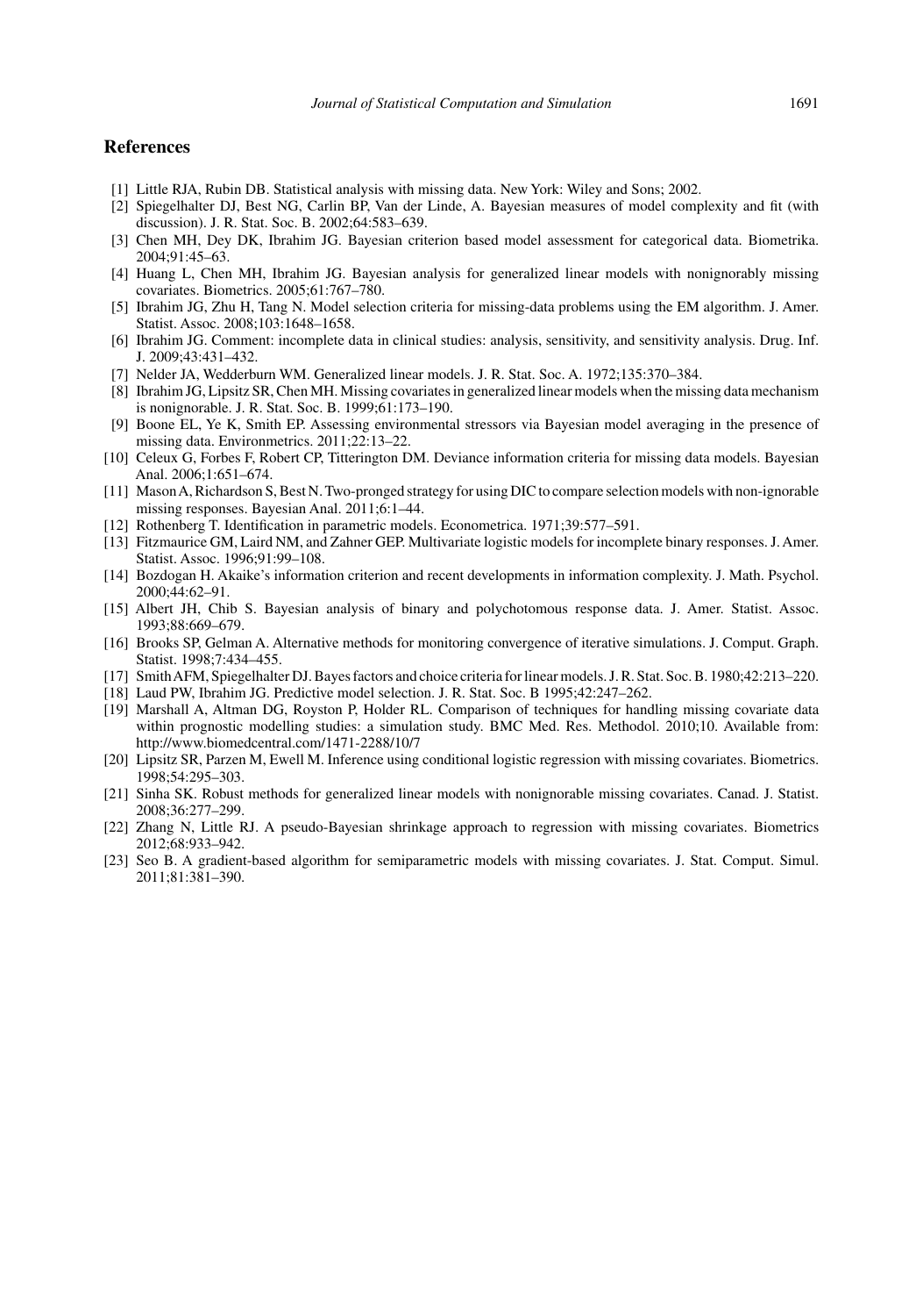## References

[1] Little RJA, Rubin DB. Statistical analysis with missing data. New York: Wiley and Sons; 2002.

[2] Spiegelhalter DJ, Best NG, Carlin BP, Van der Linde, A. Bayesian measures of model complexity and fit (with discussion). J. R. Stat. Soc. B. 2002;64:583–639.

[3] Chen MH, Dey DK, Ibrahim JG. Bayesian criterion based model assessment for categorical data. Biometrika. 2004;91:45–63.

[4] Huang L, Chen MH, Ibrahim JG. Bayesian analysis for generalized linear models with nonignorably missing covariates. Biometrics. 2005;61:767–780.

[5] Ibrahim JG, Zhu H, Tang N. Model selection criteria for missing-data problems using the EM algorithm. J. Amer. Statist. Assoc. 2008;103:1648–1658.

[6] Ibrahim JG. Comment: incomplete data in clinical studies: analysis, sensitivity, and sensitivity analysis. Drug. Inf. J. 2009;43:431–432.

[7] Nelder JA, Wedderburn WM. Generalized linear models. J. R. Stat. Soc. A. 1972;135:370–384.

[8] Ibrahim JG, Lipsitz SR, Chen MH. Missing covariates in generalized linear models when the missing data mechanism is nonignorable. J. R. Stat. Soc. B. 1999;61:173–190.

[9] Boone EL, Ye K, Smith EP. Assessing environmental stressors via Bayesian model averaging in the presence of missing data. Environmetrics. 2011;22:13–22.

[10] Celeux G, Forbes F, Robert CP, Titterington DM. Deviance information criteria for missing data models. Bayesian Anal. 2006;1:651–674.

[11] Mason A, Richardson S, Best N. Two-pronged strategy for using DIC to compare selection models with non-ignorable missing responses. Bayesian Anal. 2011;6:1–44.

[12] Rothenberg T. Identification in parametric models. Econometrica. 1971;39:577–591.

[13] Fitzmaurice GM, Laird NM, and Zahner GEP. Multivariate logistic models for incomplete binary responses. J. Amer. Statist. Assoc. 1996;91:99–108.

[14] Bozdogan H. Akaike's information criterion and recent developments in information complexity. J. Math. Psychol. 2000;44:62–91.

[15] Albert JH, Chib S. Bayesian analysis of binary and polychotomous response data. J. Amer. Statist. Assoc. 1993;88:669–679.

[16] Brooks SP, Gelman A. Alternative methods for monitoring convergence of iterative simulations. J. Comput. Graph. Statist. 1998;7:434–455.

[17] Smith AFM, Spiegelhalter DJ. Bayes factors and choice criteria for linear models. J. R. Stat. Soc. B. 1980;42:213–220.

[18] Laud PW, Ibrahim JG. Predictive model selection. J. R. Stat. Soc. B 1995;42:247–262.

[19] Marshall A, Altman DG, Royston P, Holder RL. Comparison of techniques for handling missing covariate data within prognostic modelling studies: a simulation study. BMC Med. Res. Methodol. 2010;10. Available from: http://www.biomedcentral.com/1471-2288/10/7

[20] Lipsitz SR, Parzen M, Ewell M. Inference using conditional logistic regression with missing covariates. Biometrics. 1998;54:295–303.

[21] Sinha SK. Robust methods for generalized linear models with nonignorable missing covariates. Canad. J. Statist. 2008;36:277–299.

[22] Zhang N, Little RJ. A pseudo-Bayesian shrinkage approach to regression with missing covariates. Biometrics 2012;68:933–942.

[23] Seo B. A gradient-based algorithm for semiparametric models with missing covariates. J. Stat. Comput. Simul. 2011;81:381–390.